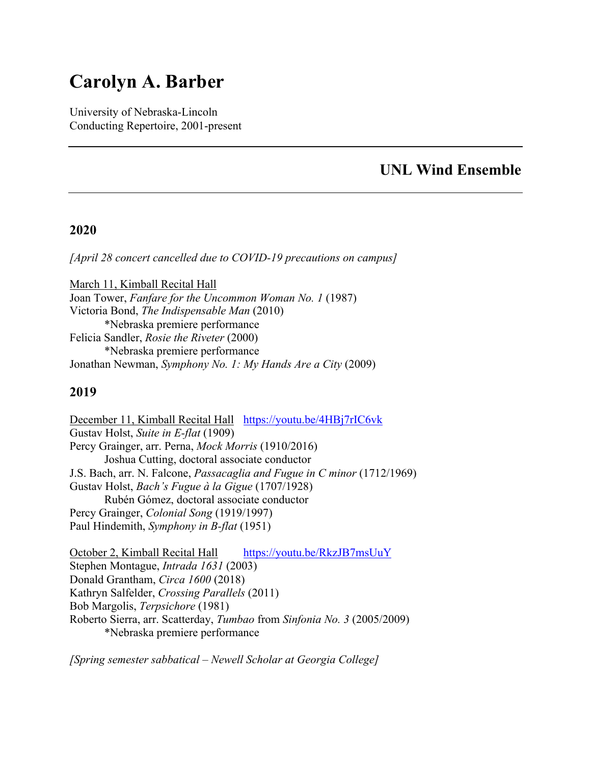# Carolyn A. Barber

University of Nebraska-Lincoln
Conducting Repertoire, 2001-present

---

## UNL Wind Ensemble

---

### 2020

*[April 28 concert cancelled due to COVID-19 precautions on campus]*

March 11, Kimball Recital Hall
Joan Tower, *Fanfare for the Uncommon Woman No. 1* (1987)
Victoria Bond, *The Indispensable Man* (2010)
　　*Nebraska premiere performance
Felicia Sandler, *Rosie the Riveter* (2000)
　　*Nebraska premiere performance
Jonathan Newman, *Symphony No. 1: My Hands Are a City* (2009)

### 2019

December 11, Kimball Recital Hall　[https://youtu.be/4HBj7rIC6vk](https://youtu.be/4HBj7rIC6vk)
Gustav Holst, *Suite in E-flat* (1909)
Percy Grainger, arr. Perna, *Mock Morris* (1910/2016)
　　Joshua Cutting, doctoral associate conductor
J.S. Bach, arr. N. Falcone, *Passacaglia and Fugue in C minor* (1712/1969)
Gustav Holst, *Bach's Fugue à la Gigue* (1707/1928)
　　Rubén Gómez, doctoral associate conductor
Percy Grainger, *Colonial Song* (1919/1997)
Paul Hindemith, *Symphony in B-flat* (1951)

October 2, Kimball Recital Hall　[https://youtu.be/RkzJB7msUuY](https://youtu.be/RkzJB7msUuY)
Stephen Montague, *Intrada 1631* (2003)
Donald Grantham, *Circa 1600* (2018)
Kathryn Salfelder, *Crossing Parallels* (2011)
Bob Margolis, *Terpsichore* (1981)
Roberto Sierra, arr. Scatterday, *Tumbao* from *Sinfonia No. 3* (2005/2009)
　　*Nebraska premiere performance

*[Spring semester sabbatical – Newell Scholar at Georgia College]*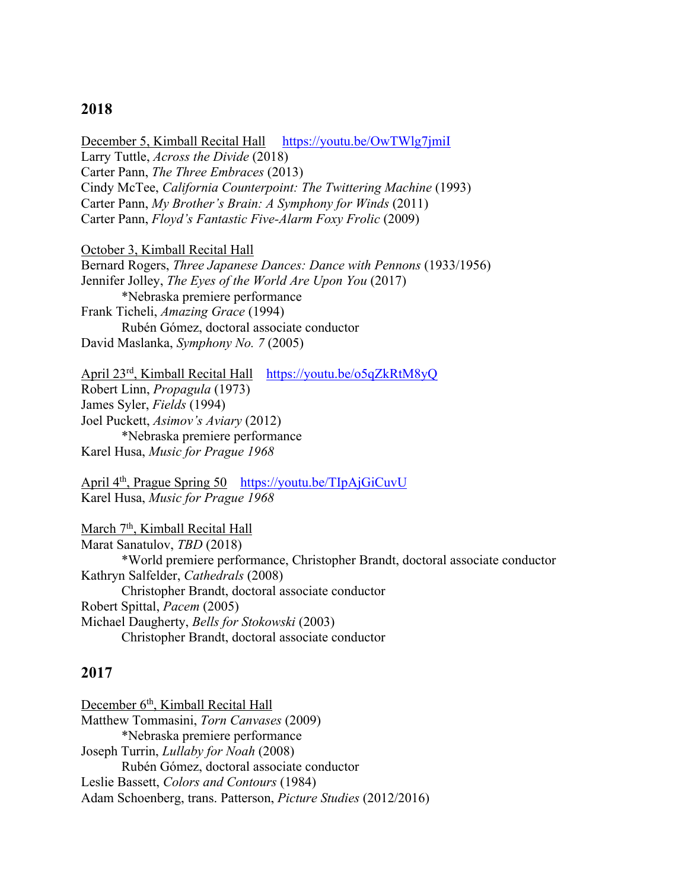## 2018

<u>December 5, Kimball Recital Hall</u> https://youtu.be/OwTWlg7jmiI
Larry Tuttle, *Across the Divide* (2018)
Carter Pann, *The Three Embraces* (2013)
Cindy McTee, *California Counterpoint: The Twittering Machine* (1993)
Carter Pann, *My Brother's Brain: A Symphony for Winds* (2011)
Carter Pann, *Floyd's Fantastic Five-Alarm Foxy Frolic* (2009)

<u>October 3, Kimball Recital Hall</u>
Bernard Rogers, *Three Japanese Dances: Dance with Pennons* (1933/1956)
Jennifer Jolley, *The Eyes of the World Are Upon You* (2017)
    *Nebraska premiere performance
Frank Ticheli, *Amazing Grace* (1994)
    Rubén Gómez, doctoral associate conductor
David Maslanka, *Symphony No. 7* (2005)

<u>April 23rd, Kimball Recital Hall</u> https://youtu.be/o5qZkRtM8yQ
Robert Linn, *Propagula* (1973)
James Syler, *Fields* (1994)
Joel Puckett, *Asimov's Aviary* (2012)
    *Nebraska premiere performance
Karel Husa, *Music for Prague 1968*

<u>April 4th, Prague Spring 50</u> https://youtu.be/TIpAjGiCuvU
Karel Husa, *Music for Prague 1968*

<u>March 7th, Kimball Recital Hall</u>
Marat Sanatulov, *TBD* (2018)
    *World premiere performance, Christopher Brandt, doctoral associate conductor
Kathryn Salfelder, *Cathedrals* (2008)
    Christopher Brandt, doctoral associate conductor
Robert Spittal, *Pacem* (2005)
Michael Daugherty, *Bells for Stokowski* (2003)
    Christopher Brandt, doctoral associate conductor

## 2017

<u>December 6th, Kimball Recital Hall</u>
Matthew Tommasini, *Torn Canvases* (2009)
    *Nebraska premiere performance
Joseph Turrin, *Lullaby for Noah* (2008)
    Rubén Gómez, doctoral associate conductor
Leslie Bassett, *Colors and Contours* (1984)
Adam Schoenberg, trans. Patterson, *Picture Studies* (2012/2016)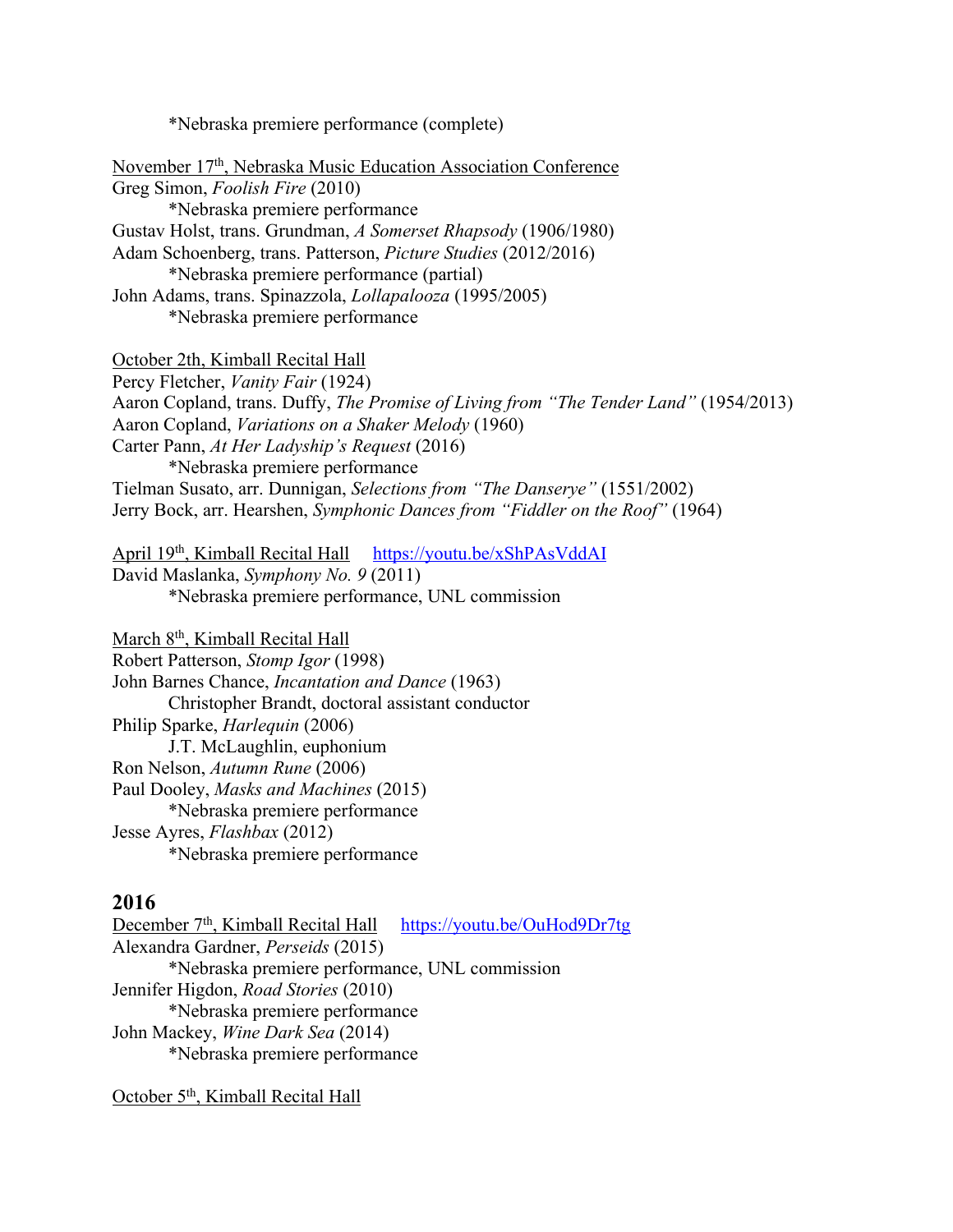*Nebraska premiere performance (complete)

November 17th, Nebraska Music Education Association Conference
Greg Simon, *Foolish Fire* (2010)
	*Nebraska premiere performance
Gustav Holst, trans. Grundman, *A Somerset Rhapsody* (1906/1980)
Adam Schoenberg, trans. Patterson, *Picture Studies* (2012/2016)
	*Nebraska premiere performance (partial)
John Adams, trans. Spinazzola, *Lollapalooza* (1995/2005)
	*Nebraska premiere performance

October 2th, Kimball Recital Hall
Percy Fletcher, *Vanity Fair* (1924)
Aaron Copland, trans. Duffy, *The Promise of Living from "The Tender Land"* (1954/2013)
Aaron Copland, *Variations on a Shaker Melody* (1960)
Carter Pann, *At Her Ladyship's Request* (2016)
	*Nebraska premiere performance
Tielman Susato, arr. Dunnigan, *Selections from "The Danserye"* (1551/2002)
Jerry Bock, arr. Hearshen, *Symphonic Dances from "Fiddler on the Roof"* (1964)

April 19th, Kimball Recital Hall https://youtu.be/xShPAsVddAI
David Maslanka, *Symphony No. 9* (2011)
	*Nebraska premiere performance, UNL commission

March 8th, Kimball Recital Hall
Robert Patterson, *Stomp Igor* (1998)
John Barnes Chance, *Incantation and Dance* (1963)
	Christopher Brandt, doctoral assistant conductor
Philip Sparke, *Harlequin* (2006)
	J.T. McLaughlin, euphonium
Ron Nelson, *Autumn Rune* (2006)
Paul Dooley, *Masks and Machines* (2015)
	*Nebraska premiere performance
Jesse Ayres, *Flashbax* (2012)
	*Nebraska premiere performance

## 2016

December 7th, Kimball Recital Hall https://youtu.be/OuHod9Dr7tg
Alexandra Gardner, *Perseids* (2015)
	*Nebraska premiere performance, UNL commission
Jennifer Higdon, *Road Stories* (2010)
	*Nebraska premiere performance
John Mackey, *Wine Dark Sea* (2014)
	*Nebraska premiere performance

October 5th, Kimball Recital Hall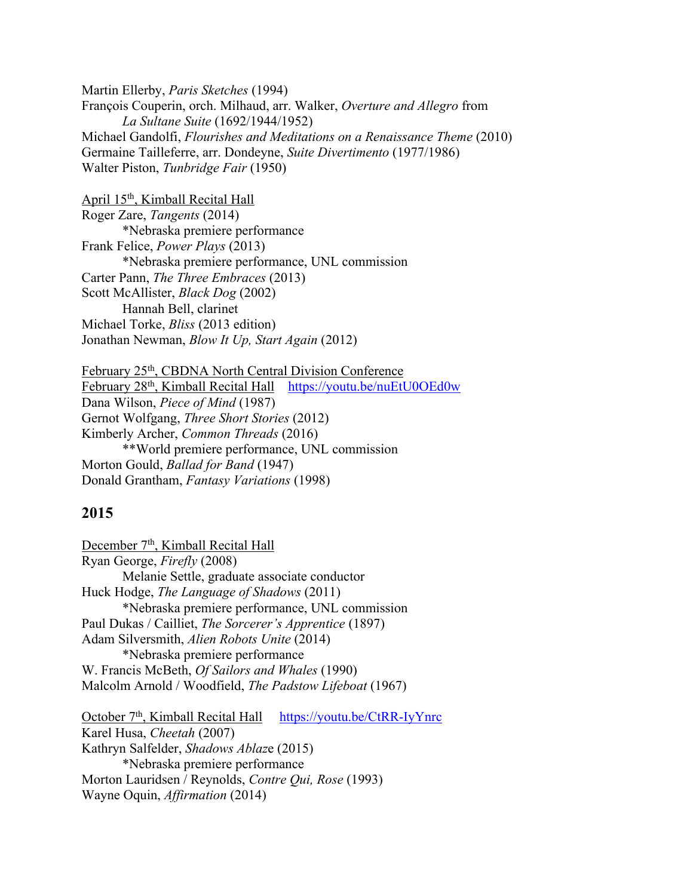Martin Ellerby, *Paris Sketches* (1994)
François Couperin, orch. Milhaud, arr. Walker, *Overture and Allegro* from
    *La Sultane Suite* (1692/1944/1952)
Michael Gandolfi, *Flourishes and Meditations on a Renaissance Theme* (2010)
Germaine Tailleferre, arr. Dondeyne, *Suite Divertimento* (1977/1986)
Walter Piston, *Tunbridge Fair* (1950)

<u>April 15th, Kimball Recital Hall</u>
Roger Zare, *Tangents* (2014)
    *Nebraska premiere performance
Frank Felice, *Power Plays* (2013)
    *Nebraska premiere performance, UNL commission
Carter Pann, *The Three Embraces* (2013)
Scott McAllister, *Black Dog* (2002)
    Hannah Bell, clarinet
Michael Torke, *Bliss* (2013 edition)
Jonathan Newman, *Blow It Up, Start Again* (2012)

<u>February 25th, CBDNA North Central Division Conference</u>
<u>February 28th, Kimball Recital Hall</u> https://youtu.be/nuEtU0OEd0w
Dana Wilson, *Piece of Mind* (1987)
Gernot Wolfgang, *Three Short Stories* (2012)
Kimberly Archer, *Common Threads* (2016)
    **World premiere performance, UNL commission
Morton Gould, *Ballad for Band* (1947)
Donald Grantham, *Fantasy Variations* (1998)

## 2015

<u>December 7th, Kimball Recital Hall</u>
Ryan George, *Firefly* (2008)
    Melanie Settle, graduate associate conductor
Huck Hodge, *The Language of Shadows* (2011)
    *Nebraska premiere performance, UNL commission
Paul Dukas / Cailliet, *The Sorcerer's Apprentice* (1897)
Adam Silversmith, *Alien Robots Unite* (2014)
    *Nebraska premiere performance
W. Francis McBeth, *Of Sailors and Whales* (1990)
Malcolm Arnold / Woodfield, *The Padstow Lifeboat* (1967)

<u>October 7th, Kimball Recital Hall</u> https://youtu.be/CtRR-IyYnrc
Karel Husa, *Cheetah* (2007)
Kathryn Salfelder, *Shadows Ablaze* (2015)
    *Nebraska premiere performance
Morton Lauridsen / Reynolds, *Contre Qui, Rose* (1993)
Wayne Oquin, *Affirmation* (2014)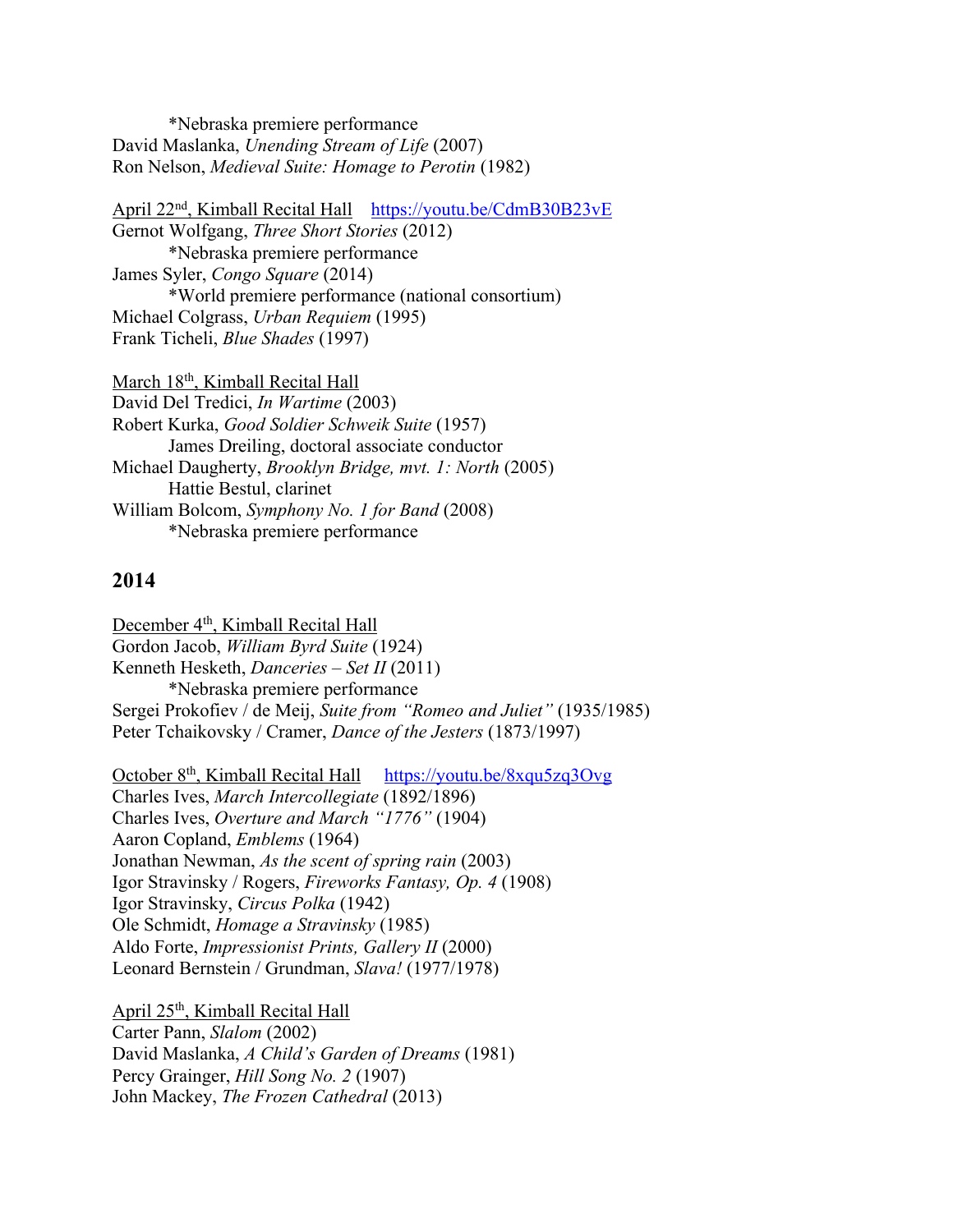*Nebraska premiere performance

David Maslanka, *Unending Stream of Life* (2007)
Ron Nelson, *Medieval Suite: Homage to Perotin* (1982)

April 22nd, Kimball Recital Hall https://youtu.be/CdmB30B23vE
Gernot Wolfgang, *Three Short Stories* (2012)
*Nebraska premiere performance
James Syler, *Congo Square* (2014)
*World premiere performance (national consortium)
Michael Colgrass, *Urban Requiem* (1995)
Frank Ticheli, *Blue Shades* (1997)

March 18th, Kimball Recital Hall
David Del Tredici, *In Wartime* (2003)
Robert Kurka, *Good Soldier Schweik Suite* (1957)
James Dreiling, doctoral associate conductor
Michael Daugherty, *Brooklyn Bridge, mvt. 1: North* (2005)
Hattie Bestul, clarinet
William Bolcom, *Symphony No. 1 for Band* (2008)
*Nebraska premiere performance

## 2014

December 4th, Kimball Recital Hall
Gordon Jacob, *William Byrd Suite* (1924)
Kenneth Hesketh, *Danceries – Set II* (2011)
*Nebraska premiere performance
Sergei Prokofiev / de Meij, *Suite from "Romeo and Juliet"* (1935/1985)
Peter Tchaikovsky / Cramer, *Dance of the Jesters* (1873/1997)

October 8th, Kimball Recital Hall https://youtu.be/8xqu5zq3Ovg
Charles Ives, *March Intercollegiate* (1892/1896)
Charles Ives, *Overture and March "1776"* (1904)
Aaron Copland, *Emblems* (1964)
Jonathan Newman, *As the scent of spring rain* (2003)
Igor Stravinsky / Rogers, *Fireworks Fantasy, Op. 4* (1908)
Igor Stravinsky, *Circus Polka* (1942)
Ole Schmidt, *Homage a Stravinsky* (1985)
Aldo Forte, *Impressionist Prints, Gallery II* (2000)
Leonard Bernstein / Grundman, *Slava!* (1977/1978)

April 25th, Kimball Recital Hall
Carter Pann, *Slalom* (2002)
David Maslanka, *A Child's Garden of Dreams* (1981)
Percy Grainger, *Hill Song No. 2* (1907)
John Mackey, *The Frozen Cathedral* (2013)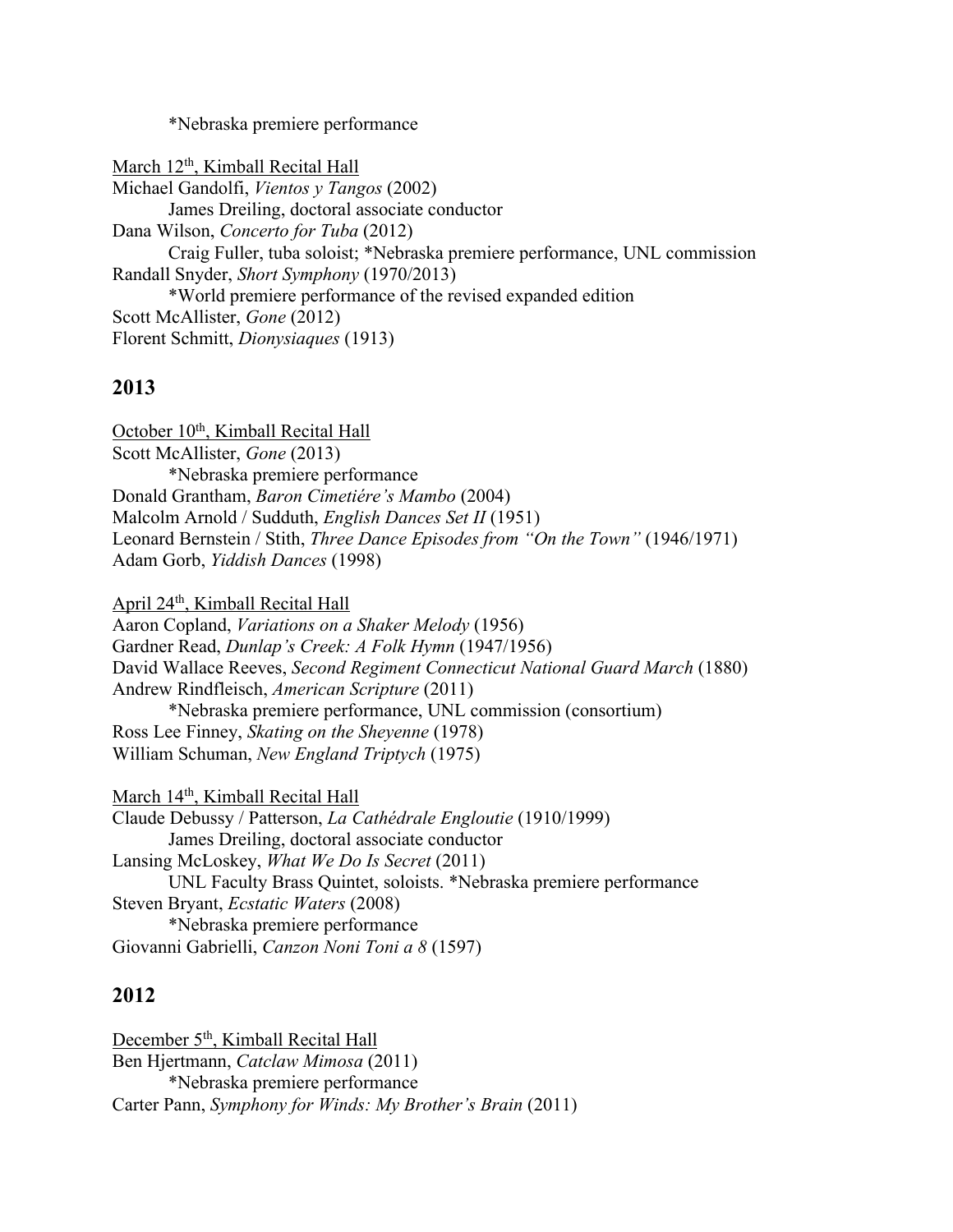*Nebraska premiere performance

March 12th, Kimball Recital Hall
Michael Gandolfi, *Vientos y Tangos* (2002)
James Dreiling, doctoral associate conductor
Dana Wilson, *Concerto for Tuba* (2012)
Craig Fuller, tuba soloist; *Nebraska premiere performance, UNL commission
Randall Snyder, *Short Symphony* (1970/2013)
*World premiere performance of the revised expanded edition
Scott McAllister, *Gone* (2012)
Florent Schmitt, *Dionysiaques* (1913)

## 2013

October 10th, Kimball Recital Hall
Scott McAllister, *Gone* (2013)
*Nebraska premiere performance
Donald Grantham, *Baron Cimetiére's Mambo* (2004)
Malcolm Arnold / Sudduth, *English Dances Set II* (1951)
Leonard Bernstein / Stith, *Three Dance Episodes from "On the Town"* (1946/1971)
Adam Gorb, *Yiddish Dances* (1998)

April 24th, Kimball Recital Hall
Aaron Copland, *Variations on a Shaker Melody* (1956)
Gardner Read, *Dunlap's Creek: A Folk Hymn* (1947/1956)
David Wallace Reeves, *Second Regiment Connecticut National Guard March* (1880)
Andrew Rindfleisch, *American Scripture* (2011)
*Nebraska premiere performance, UNL commission (consortium)
Ross Lee Finney, *Skating on the Sheyenne* (1978)
William Schuman, *New England Triptych* (1975)

March 14th, Kimball Recital Hall
Claude Debussy / Patterson, *La Cathédrale Engloutie* (1910/1999)
James Dreiling, doctoral associate conductor
Lansing McLoskey, *What We Do Is Secret* (2011)
UNL Faculty Brass Quintet, soloists. *Nebraska premiere performance
Steven Bryant, *Ecstatic Waters* (2008)
*Nebraska premiere performance
Giovanni Gabrielli, *Canzon Noni Toni a 8* (1597)

## 2012

December 5th, Kimball Recital Hall
Ben Hjertmann, *Catclaw Mimosa* (2011)
*Nebraska premiere performance
Carter Pann, *Symphony for Winds: My Brother's Brain* (2011)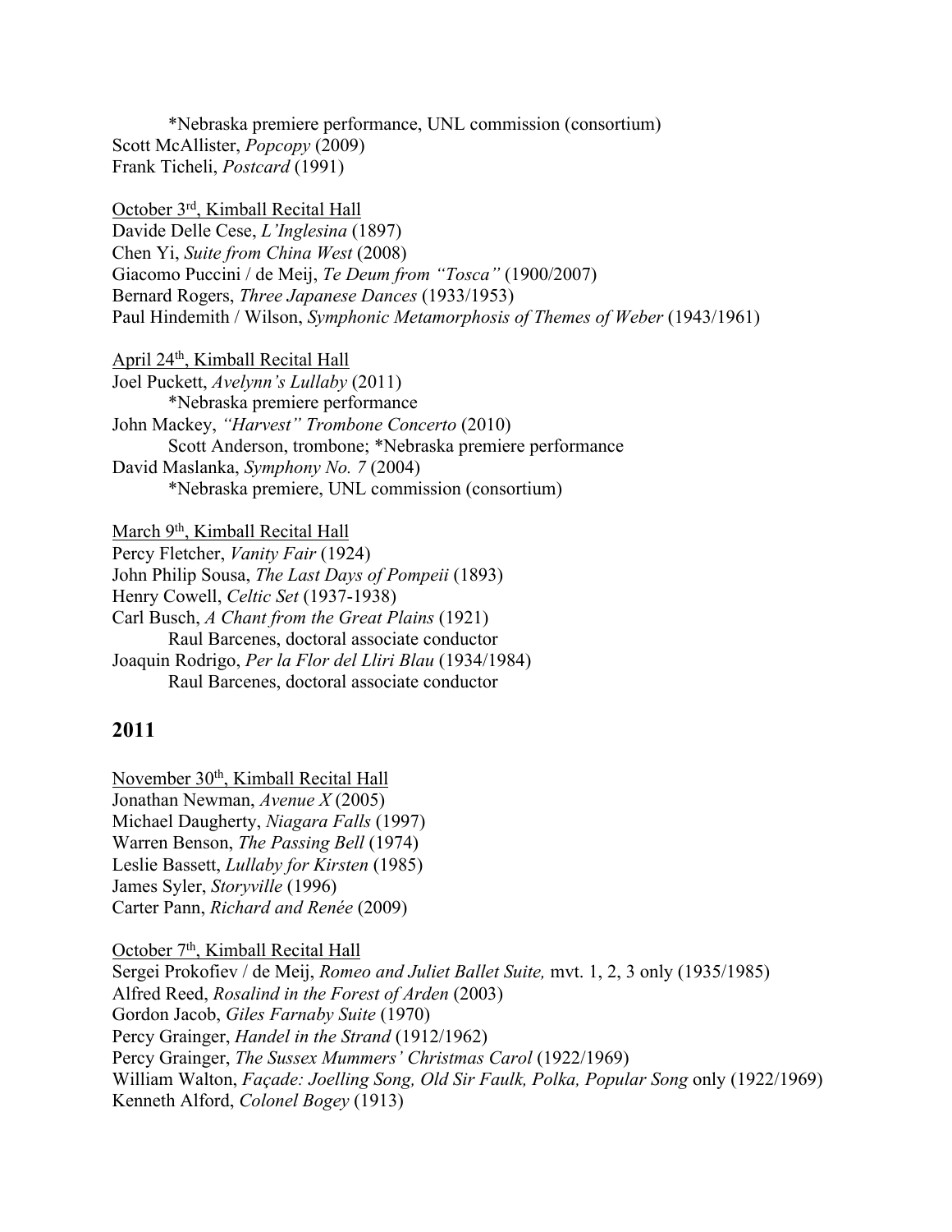*Nebraska premiere performance, UNL commission (consortium)
Scott McAllister, *Popcopy* (2009)
Frank Ticheli, *Postcard* (1991)

<u>October 3rd, Kimball Recital Hall</u>
Davide Delle Cese, *L'Inglesina* (1897)
Chen Yi, *Suite from China West* (2008)
Giacomo Puccini / de Meij, *Te Deum from "Tosca"* (1900/2007)
Bernard Rogers, *Three Japanese Dances* (1933/1953)
Paul Hindemith / Wilson, *Symphonic Metamorphosis of Themes of Weber* (1943/1961)

<u>April 24th, Kimball Recital Hall</u>
Joel Puckett, *Avelynn's Lullaby* (2011)
*Nebraska premiere performance
John Mackey, *"Harvest" Trombone Concerto* (2010)
Scott Anderson, trombone; *Nebraska premiere performance
David Maslanka, *Symphony No. 7* (2004)
*Nebraska premiere, UNL commission (consortium)

<u>March 9th, Kimball Recital Hall</u>
Percy Fletcher, *Vanity Fair* (1924)
John Philip Sousa, *The Last Days of Pompeii* (1893)
Henry Cowell, *Celtic Set* (1937-1938)
Carl Busch, *A Chant from the Great Plains* (1921)
Raul Barcenes, doctoral associate conductor
Joaquin Rodrigo, *Per la Flor del Lliri Blau* (1934/1984)
Raul Barcenes, doctoral associate conductor

## 2011

<u>November 30th, Kimball Recital Hall</u>
Jonathan Newman, *Avenue X* (2005)
Michael Daugherty, *Niagara Falls* (1997)
Warren Benson, *The Passing Bell* (1974)
Leslie Bassett, *Lullaby for Kirsten* (1985)
James Syler, *Storyville* (1996)
Carter Pann, *Richard and Renée* (2009)

<u>October 7th, Kimball Recital Hall</u>
Sergei Prokofiev / de Meij, *Romeo and Juliet Ballet Suite,* mvt. 1, 2, 3 only (1935/1985)
Alfred Reed, *Rosalind in the Forest of Arden* (2003)
Gordon Jacob, *Giles Farnaby Suite* (1970)
Percy Grainger, *Handel in the Strand* (1912/1962)
Percy Grainger, *The Sussex Mummers' Christmas Carol* (1922/1969)
William Walton, *Façade: Joelling Song, Old Sir Faulk, Polka, Popular Song* only (1922/1969)
Kenneth Alford, *Colonel Bogey* (1913)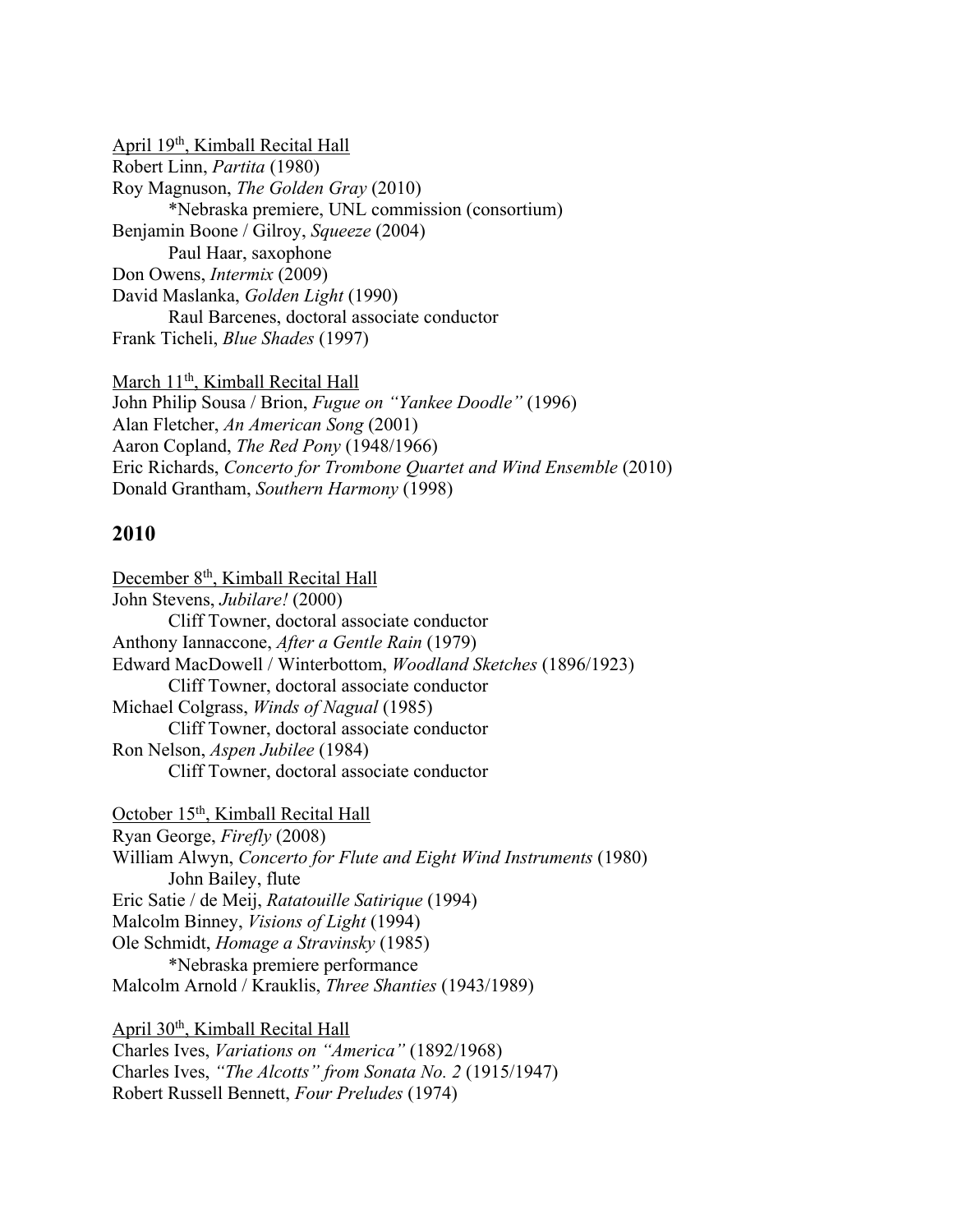<u>April 19th, Kimball Recital Hall</u>
Robert Linn, *Partita* (1980)
Roy Magnuson, *The Golden Gray* (2010)
    *Nebraska premiere, UNL commission (consortium)
Benjamin Boone / Gilroy, *Squeeze* (2004)
    Paul Haar, saxophone
Don Owens, *Intermix* (2009)
David Maslanka, *Golden Light* (1990)
    Raul Barcenes, doctoral associate conductor
Frank Ticheli, *Blue Shades* (1997)

<u>March 11th, Kimball Recital Hall</u>
John Philip Sousa / Brion, *Fugue on "Yankee Doodle"* (1996)
Alan Fletcher, *An American Song* (2001)
Aaron Copland, *The Red Pony* (1948/1966)
Eric Richards, *Concerto for Trombone Quartet and Wind Ensemble* (2010)
Donald Grantham, *Southern Harmony* (1998)

## 2010

<u>December 8th, Kimball Recital Hall</u>
John Stevens, *Jubilare!* (2000)
    Cliff Towner, doctoral associate conductor
Anthony Iannaccone, *After a Gentle Rain* (1979)
Edward MacDowell / Winterbottom, *Woodland Sketches* (1896/1923)
    Cliff Towner, doctoral associate conductor
Michael Colgrass, *Winds of Nagual* (1985)
    Cliff Towner, doctoral associate conductor
Ron Nelson, *Aspen Jubilee* (1984)
    Cliff Towner, doctoral associate conductor

<u>October 15th, Kimball Recital Hall</u>
Ryan George, *Firefly* (2008)
William Alwyn, *Concerto for Flute and Eight Wind Instruments* (1980)
    John Bailey, flute
Eric Satie / de Meij, *Ratatouille Satirique* (1994)
Malcolm Binney, *Visions of Light* (1994)
Ole Schmidt, *Homage a Stravinsky* (1985)
    *Nebraska premiere performance
Malcolm Arnold / Krauklis, *Three Shanties* (1943/1989)

<u>April 30th, Kimball Recital Hall</u>
Charles Ives, *Variations on "America"* (1892/1968)
Charles Ives, *"The Alcotts" from Sonata No. 2* (1915/1947)
Robert Russell Bennett, *Four Preludes* (1974)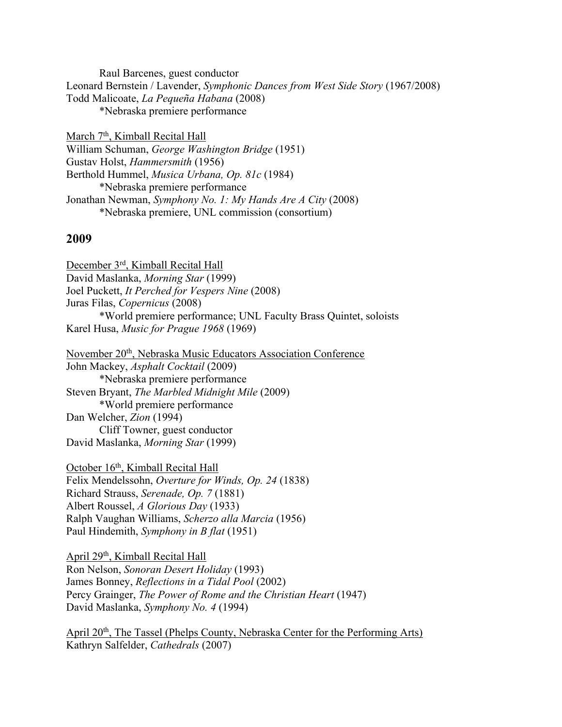Raul Barcenes, guest conductor
Leonard Bernstein / Lavender, *Symphonic Dances from West Side Story* (1967/2008)
Todd Malicoate, *La Pequeña Habana* (2008)
*Nebraska premiere performance

<u>March 7th, Kimball Recital Hall</u>
William Schuman, *George Washington Bridge* (1951)
Gustav Holst, *Hammersmith* (1956)
Berthold Hummel, *Musica Urbana, Op. 81c* (1984)
*Nebraska premiere performance
Jonathan Newman, *Symphony No. 1: My Hands Are A City* (2008)
*Nebraska premiere, UNL commission (consortium)

## 2009

<u>December 3rd, Kimball Recital Hall</u>
David Maslanka, *Morning Star* (1999)
Joel Puckett, *It Perched for Vespers Nine* (2008)
Juras Filas, *Copernicus* (2008)
*World premiere performance; UNL Faculty Brass Quintet, soloists
Karel Husa, *Music for Prague 1968* (1969)

<u>November 20th, Nebraska Music Educators Association Conference</u>
John Mackey, *Asphalt Cocktail* (2009)
*Nebraska premiere performance
Steven Bryant, *The Marbled Midnight Mile* (2009)
*World premiere performance
Dan Welcher, *Zion* (1994)
Cliff Towner, guest conductor
David Maslanka, *Morning Star* (1999)

<u>October 16th, Kimball Recital Hall</u>
Felix Mendelssohn, *Overture for Winds, Op. 24* (1838)
Richard Strauss, *Serenade, Op. 7* (1881)
Albert Roussel, *A Glorious Day* (1933)
Ralph Vaughan Williams, *Scherzo alla Marcia* (1956)
Paul Hindemith, *Symphony in B flat* (1951)

<u>April 29th, Kimball Recital Hall</u>
Ron Nelson, *Sonoran Desert Holiday* (1993)
James Bonney, *Reflections in a Tidal Pool* (2002)
Percy Grainger, *The Power of Rome and the Christian Heart* (1947)
David Maslanka, *Symphony No. 4* (1994)

<u>April 20th, The Tassel (Phelps County, Nebraska Center for the Performing Arts)</u>
Kathryn Salfelder, *Cathedrals* (2007)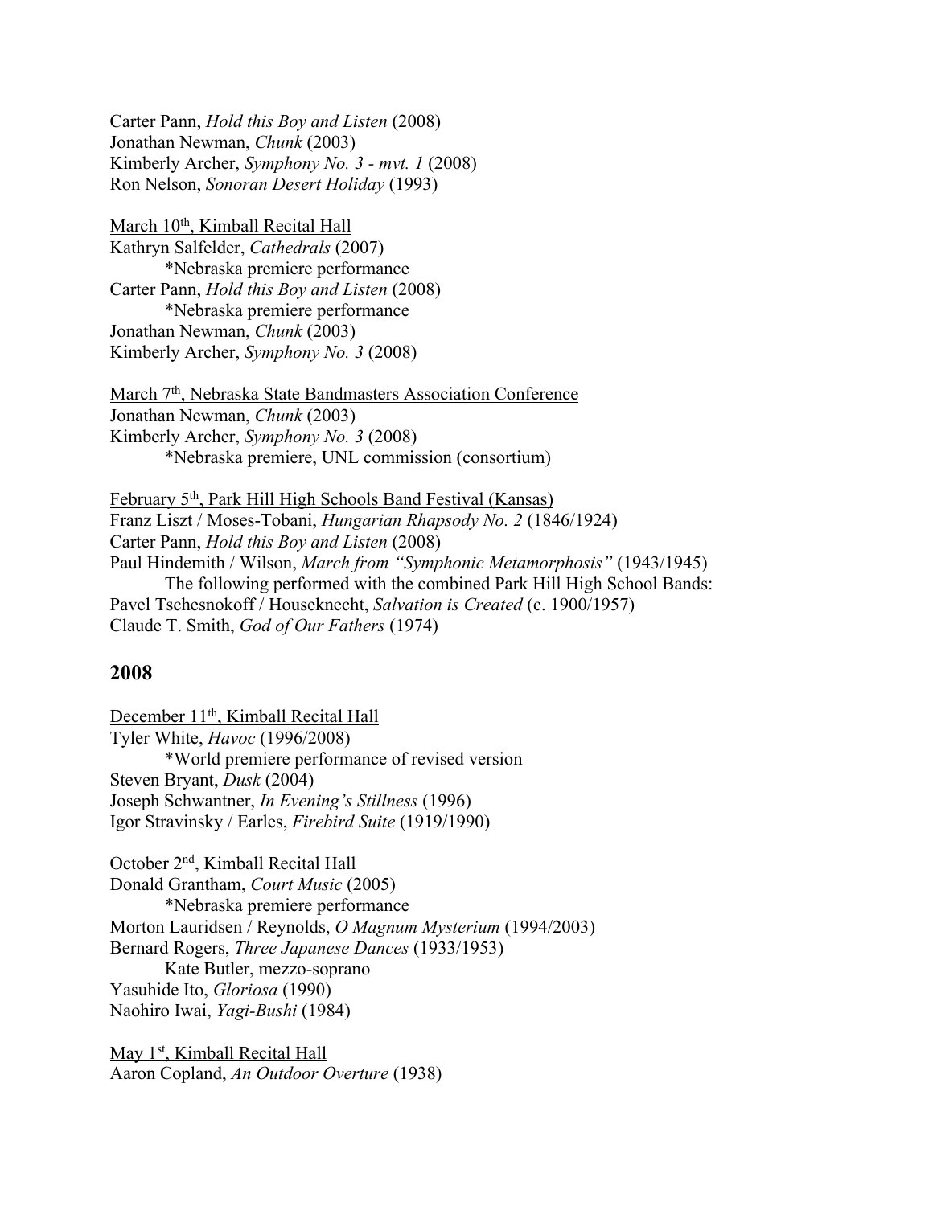Carter Pann, *Hold this Boy and Listen* (2008)
Jonathan Newman, *Chunk* (2003)
Kimberly Archer, *Symphony No. 3 - mvt. 1* (2008)
Ron Nelson, *Sonoran Desert Holiday* (1993)

<u>March 10th, Kimball Recital Hall</u>
Kathryn Salfelder, *Cathedrals* (2007)
  *Nebraska premiere performance
Carter Pann, *Hold this Boy and Listen* (2008)
  *Nebraska premiere performance
Jonathan Newman, *Chunk* (2003)
Kimberly Archer, *Symphony No. 3* (2008)

<u>March 7th, Nebraska State Bandmasters Association Conference</u>
Jonathan Newman, *Chunk* (2003)
Kimberly Archer, *Symphony No. 3* (2008)
  *Nebraska premiere, UNL commission (consortium)

<u>February 5th, Park Hill High Schools Band Festival (Kansas)</u>
Franz Liszt / Moses-Tobani, *Hungarian Rhapsody No. 2* (1846/1924)
Carter Pann, *Hold this Boy and Listen* (2008)
Paul Hindemith / Wilson, *March from "Symphonic Metamorphosis"* (1943/1945)
  The following performed with the combined Park Hill High School Bands:
Pavel Tschesnokoff / Houseknecht, *Salvation is Created* (c. 1900/1957)
Claude T. Smith, *God of Our Fathers* (1974)

## 2008

<u>December 11th, Kimball Recital Hall</u>
Tyler White, *Havoc* (1996/2008)
  *World premiere performance of revised version
Steven Bryant, *Dusk* (2004)
Joseph Schwantner, *In Evening's Stillness* (1996)
Igor Stravinsky / Earles, *Firebird Suite* (1919/1990)

<u>October 2nd, Kimball Recital Hall</u>
Donald Grantham, *Court Music* (2005)
  *Nebraska premiere performance
Morton Lauridsen / Reynolds, *O Magnum Mysterium* (1994/2003)
Bernard Rogers, *Three Japanese Dances* (1933/1953)
  Kate Butler, mezzo-soprano
Yasuhide Ito, *Gloriosa* (1990)
Naohiro Iwai, *Yagi-Bushi* (1984)

<u>May 1st, Kimball Recital Hall</u>
Aaron Copland, *An Outdoor Overture* (1938)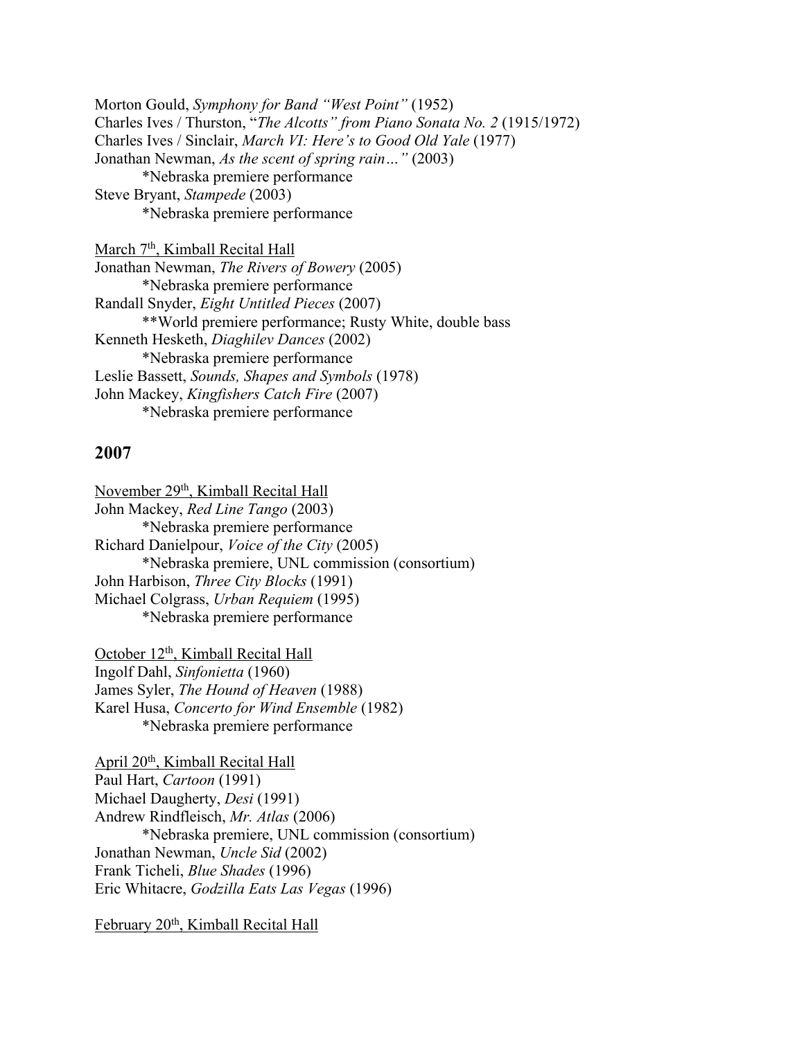Morton Gould, *Symphony for Band "West Point"* (1952)
Charles Ives / Thurston, "*The Alcotts" from Piano Sonata No. 2* (1915/1972)
Charles Ives / Sinclair, *March VI: Here's to Good Old Yale* (1977)
Jonathan Newman, *As the scent of spring rain…"* (2003)
    *Nebraska premiere performance
Steve Bryant, *Stampede* (2003)
    *Nebraska premiere performance

March 7th, Kimball Recital Hall
Jonathan Newman, *The Rivers of Bowery* (2005)
    *Nebraska premiere performance
Randall Snyder, *Eight Untitled Pieces* (2007)
    **World premiere performance; Rusty White, double bass
Kenneth Hesketh, *Diaghilev Dances* (2002)
    *Nebraska premiere performance
Leslie Bassett, *Sounds, Shapes and Symbols* (1978)
John Mackey, *Kingfishers Catch Fire* (2007)
    *Nebraska premiere performance

## 2007

November 29th, Kimball Recital Hall
John Mackey, *Red Line Tango* (2003)
    *Nebraska premiere performance
Richard Danielpour, *Voice of the City* (2005)
    *Nebraska premiere, UNL commission (consortium)
John Harbison, *Three City Blocks* (1991)
Michael Colgrass, *Urban Requiem* (1995)
    *Nebraska premiere performance

October 12th, Kimball Recital Hall
Ingolf Dahl, *Sinfonietta* (1960)
James Syler, *The Hound of Heaven* (1988)
Karel Husa, *Concerto for Wind Ensemble* (1982)
    *Nebraska premiere performance

April 20th, Kimball Recital Hall
Paul Hart, *Cartoon* (1991)
Michael Daugherty, *Desi* (1991)
Andrew Rindfleisch, *Mr. Atlas* (2006)
    *Nebraska premiere, UNL commission (consortium)
Jonathan Newman, *Uncle Sid* (2002)
Frank Ticheli, *Blue Shades* (1996)
Eric Whitacre, *Godzilla Eats Las Vegas* (1996)

February 20th, Kimball Recital Hall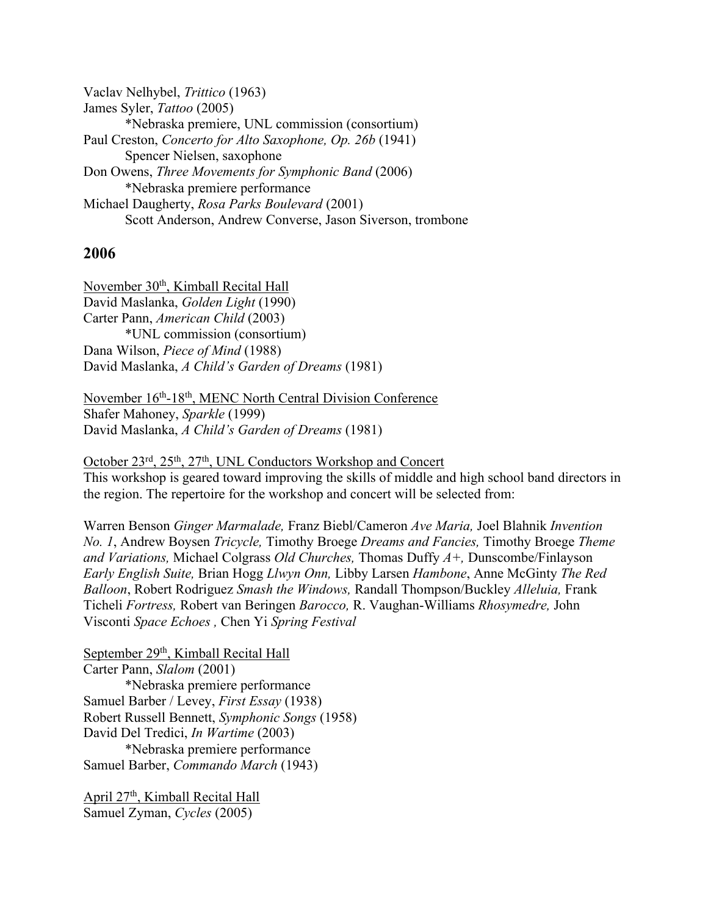Vaclav Nelhybel, *Trittico* (1963)
James Syler, *Tattoo* (2005)
    *Nebraska premiere, UNL commission (consortium)
Paul Creston, *Concerto for Alto Saxophone, Op. 26b* (1941)
    Spencer Nielsen, saxophone
Don Owens, *Three Movements for Symphonic Band* (2006)
    *Nebraska premiere performance
Michael Daugherty, *Rosa Parks Boulevard* (2001)
    Scott Anderson, Andrew Converse, Jason Siverson, trombone

## 2006

<u>November 30th, Kimball Recital Hall</u>
David Maslanka, *Golden Light* (1990)
Carter Pann, *American Child* (2003)
    *UNL commission (consortium)
Dana Wilson, *Piece of Mind* (1988)
David Maslanka, *A Child's Garden of Dreams* (1981)

<u>November 16th-18th, MENC North Central Division Conference</u>
Shafer Mahoney, *Sparkle* (1999)
David Maslanka, *A Child's Garden of Dreams* (1981)

<u>October 23rd, 25th, 27th, UNL Conductors Workshop and Concert</u>
This workshop is geared toward improving the skills of middle and high school band directors in the region. The repertoire for the workshop and concert will be selected from:

Warren Benson *Ginger Marmalade,* Franz Biebl/Cameron *Ave Maria,* Joel Blahnik *Invention No. 1*, Andrew Boysen *Tricycle,* Timothy Broege *Dreams and Fancies,* Timothy Broege *Theme and Variations,* Michael Colgrass *Old Churches,* Thomas Duffy *A+,* Dunscombe/Finlayson *Early English Suite,* Brian Hogg *Llwyn Onn,* Libby Larsen *Hambone*, Anne McGinty *The Red Balloon*, Robert Rodriguez *Smash the Windows,* Randall Thompson/Buckley *Alleluia,* Frank Ticheli *Fortress,* Robert van Beringen *Barocco,* R. Vaughan-Williams *Rhosymedre,* John Visconti *Space Echoes ,* Chen Yi *Spring Festival*

<u>September 29th, Kimball Recital Hall</u>
Carter Pann, *Slalom* (2001)
    *Nebraska premiere performance
Samuel Barber / Levey, *First Essay* (1938)
Robert Russell Bennett, *Symphonic Songs* (1958)
David Del Tredici, *In Wartime* (2003)
    *Nebraska premiere performance
Samuel Barber, *Commando March* (1943)

<u>April 27th, Kimball Recital Hall</u>
Samuel Zyman, *Cycles* (2005)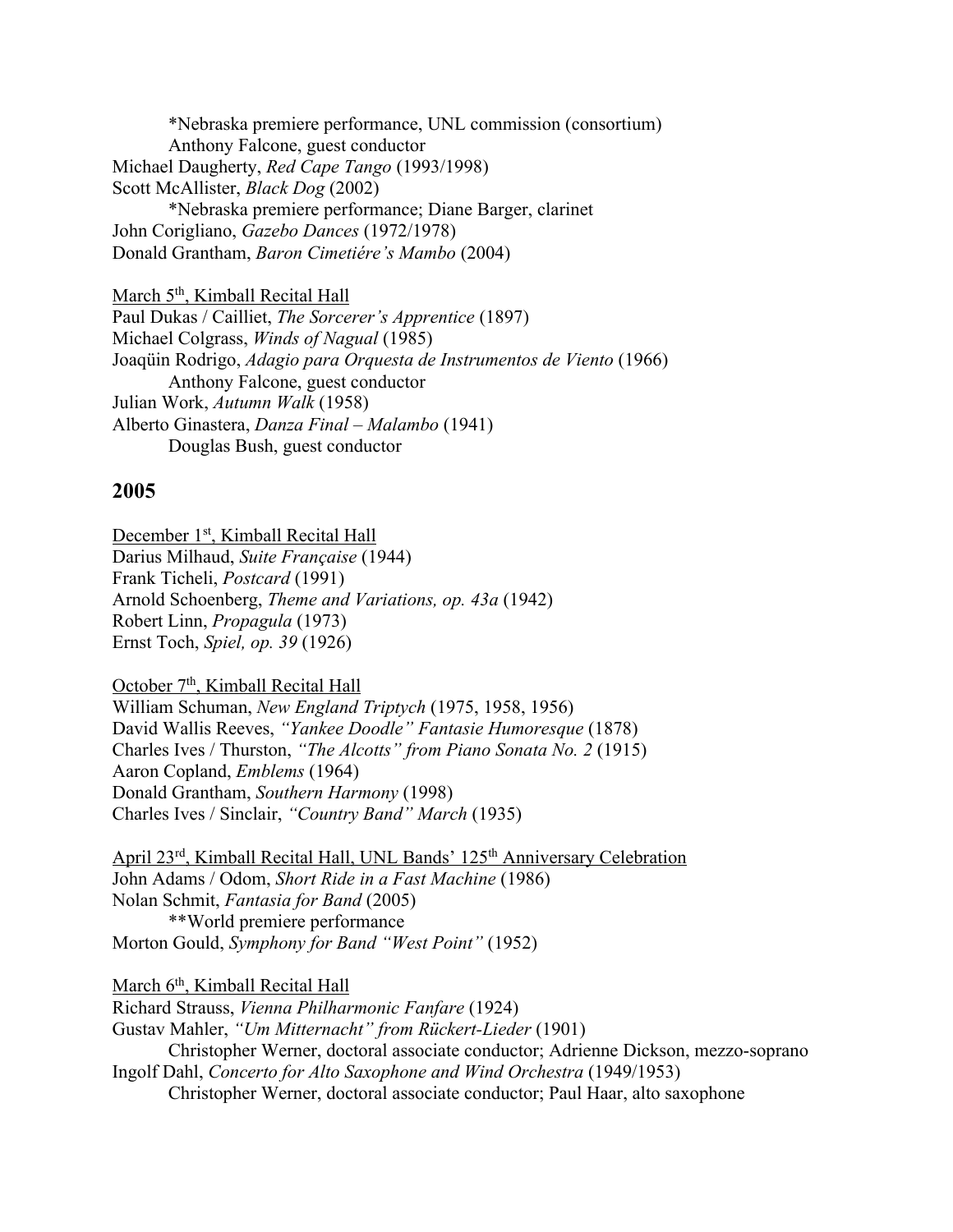*Nebraska premiere performance, UNL commission (consortium)
Anthony Falcone, guest conductor
Michael Daugherty, *Red Cape Tango* (1993/1998)
Scott McAllister, *Black Dog* (2002)
*Nebraska premiere performance; Diane Barger, clarinet
John Corigliano, *Gazebo Dances* (1972/1978)
Donald Grantham, *Baron Cimetiére's Mambo* (2004)

March 5th, Kimball Recital Hall
Paul Dukas / Cailliet, *The Sorcerer's Apprentice* (1897)
Michael Colgrass, *Winds of Nagual* (1985)
Joaqüin Rodrigo, *Adagio para Orquesta de Instrumentos de Viento* (1966)
Anthony Falcone, guest conductor
Julian Work, *Autumn Walk* (1958)
Alberto Ginastera, *Danza Final – Malambo* (1941)
Douglas Bush, guest conductor

## 2005

December 1st, Kimball Recital Hall
Darius Milhaud, *Suite Française* (1944)
Frank Ticheli, *Postcard* (1991)
Arnold Schoenberg, *Theme and Variations, op. 43a* (1942)
Robert Linn, *Propagula* (1973)
Ernst Toch, *Spiel, op. 39* (1926)

October 7th, Kimball Recital Hall
William Schuman, *New England Triptych* (1975, 1958, 1956)
David Wallis Reeves, *"Yankee Doodle" Fantasie Humoresque* (1878)
Charles Ives / Thurston, *"The Alcotts" from Piano Sonata No. 2* (1915)
Aaron Copland, *Emblems* (1964)
Donald Grantham, *Southern Harmony* (1998)
Charles Ives / Sinclair, *"Country Band" March* (1935)

April 23rd, Kimball Recital Hall, UNL Bands' 125th Anniversary Celebration
John Adams / Odom, *Short Ride in a Fast Machine* (1986)
Nolan Schmit, *Fantasia for Band* (2005)
**World premiere performance
Morton Gould, *Symphony for Band "West Point"* (1952)

March 6th, Kimball Recital Hall
Richard Strauss, *Vienna Philharmonic Fanfare* (1924)
Gustav Mahler, *"Um Mitternacht" from Rückert-Lieder* (1901)
Christopher Werner, doctoral associate conductor; Adrienne Dickson, mezzo-soprano
Ingolf Dahl, *Concerto for Alto Saxophone and Wind Orchestra* (1949/1953)
Christopher Werner, doctoral associate conductor; Paul Haar, alto saxophone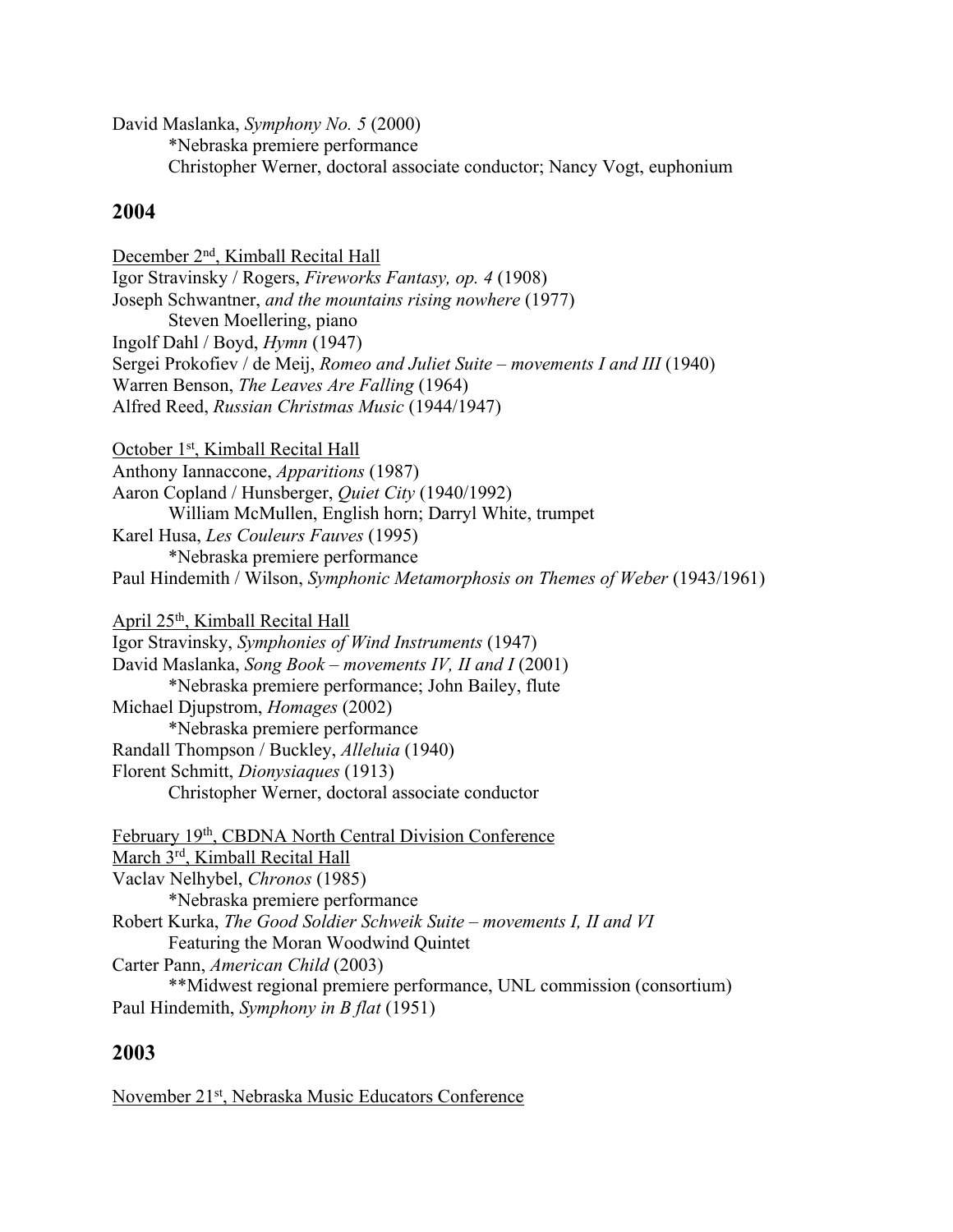David Maslanka, *Symphony No. 5* (2000)
    *Nebraska premiere performance
    Christopher Werner, doctoral associate conductor; Nancy Vogt, euphonium

## 2004

<u>December 2nd, Kimball Recital Hall</u>
Igor Stravinsky / Rogers, *Fireworks Fantasy, op. 4* (1908)
Joseph Schwantner, *and the mountains rising nowhere* (1977)
    Steven Moellering, piano
Ingolf Dahl / Boyd, *Hymn* (1947)
Sergei Prokofiev / de Meij, *Romeo and Juliet Suite – movements I and III* (1940)
Warren Benson, *The Leaves Are Falling* (1964)
Alfred Reed, *Russian Christmas Music* (1944/1947)

<u>October 1st, Kimball Recital Hall</u>
Anthony Iannaccone, *Apparitions* (1987)
Aaron Copland / Hunsberger, *Quiet City* (1940/1992)
    William McMullen, English horn; Darryl White, trumpet
Karel Husa, *Les Couleurs Fauves* (1995)
    *Nebraska premiere performance
Paul Hindemith / Wilson, *Symphonic Metamorphosis on Themes of Weber* (1943/1961)

<u>April 25th, Kimball Recital Hall</u>
Igor Stravinsky, *Symphonies of Wind Instruments* (1947)
David Maslanka, *Song Book – movements IV, II and I* (2001)
    *Nebraska premiere performance; John Bailey, flute
Michael Djupstrom, *Homages* (2002)
    *Nebraska premiere performance
Randall Thompson / Buckley, *Alleluia* (1940)
Florent Schmitt, *Dionysiaques* (1913)
    Christopher Werner, doctoral associate conductor

<u>February 19th, CBDNA North Central Division Conference</u>
<u>March 3rd, Kimball Recital Hall</u>
Vaclav Nelhybel, *Chronos* (1985)
    *Nebraska premiere performance
Robert Kurka, *The Good Soldier Schweik Suite – movements I, II and VI*
    Featuring the Moran Woodwind Quintet
Carter Pann, *American Child* (2003)
    **Midwest regional premiere performance, UNL commission (consortium)
Paul Hindemith, *Symphony in B flat* (1951)

## 2003

<u>November 21st, Nebraska Music Educators Conference</u>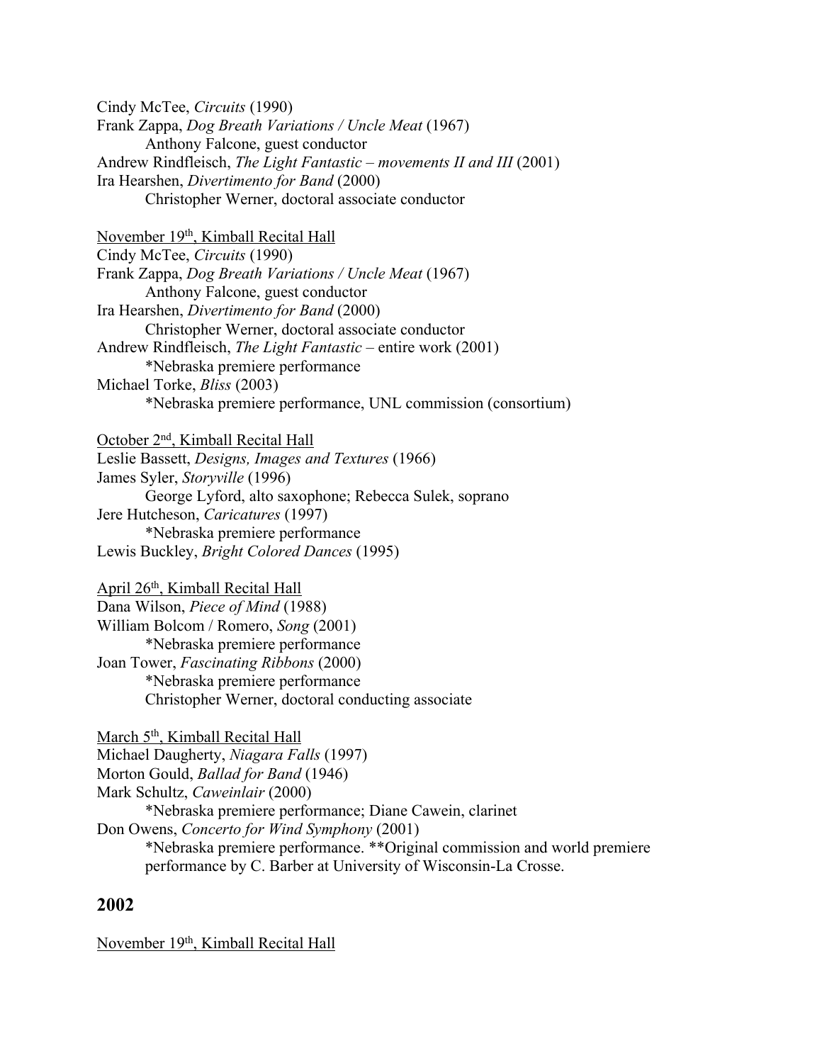Cindy McTee, *Circuits* (1990)
Frank Zappa, *Dog Breath Variations / Uncle Meat* (1967)
    Anthony Falcone, guest conductor
Andrew Rindfleisch, *The Light Fantastic – movements II and III* (2001)
Ira Hearshen, *Divertimento for Band* (2000)
    Christopher Werner, doctoral associate conductor

<u>November 19th, Kimball Recital Hall</u>
Cindy McTee, *Circuits* (1990)
Frank Zappa, *Dog Breath Variations / Uncle Meat* (1967)
    Anthony Falcone, guest conductor
Ira Hearshen, *Divertimento for Band* (2000)
    Christopher Werner, doctoral associate conductor
Andrew Rindfleisch, *The Light Fantastic* – entire work (2001)
    *Nebraska premiere performance
Michael Torke, *Bliss* (2003)
    *Nebraska premiere performance, UNL commission (consortium)

<u>October 2nd, Kimball Recital Hall</u>
Leslie Bassett, *Designs, Images and Textures* (1966)
James Syler, *Storyville* (1996)
    George Lyford, alto saxophone; Rebecca Sulek, soprano
Jere Hutcheson, *Caricatures* (1997)
    *Nebraska premiere performance
Lewis Buckley, *Bright Colored Dances* (1995)

<u>April 26th, Kimball Recital Hall</u>
Dana Wilson, *Piece of Mind* (1988)
William Bolcom / Romero, *Song* (2001)
    *Nebraska premiere performance
Joan Tower, *Fascinating Ribbons* (2000)
    *Nebraska premiere performance
    Christopher Werner, doctoral conducting associate

<u>March 5th, Kimball Recital Hall</u>
Michael Daugherty, *Niagara Falls* (1997)
Morton Gould, *Ballad for Band* (1946)
Mark Schultz, *Caweinlair* (2000)
    *Nebraska premiere performance; Diane Cawein, clarinet
Don Owens, *Concerto for Wind Symphony* (2001)
    *Nebraska premiere performance. **Original commission and world premiere performance by C. Barber at University of Wisconsin-La Crosse.

## 2002

<u>November 19th, Kimball Recital Hall</u>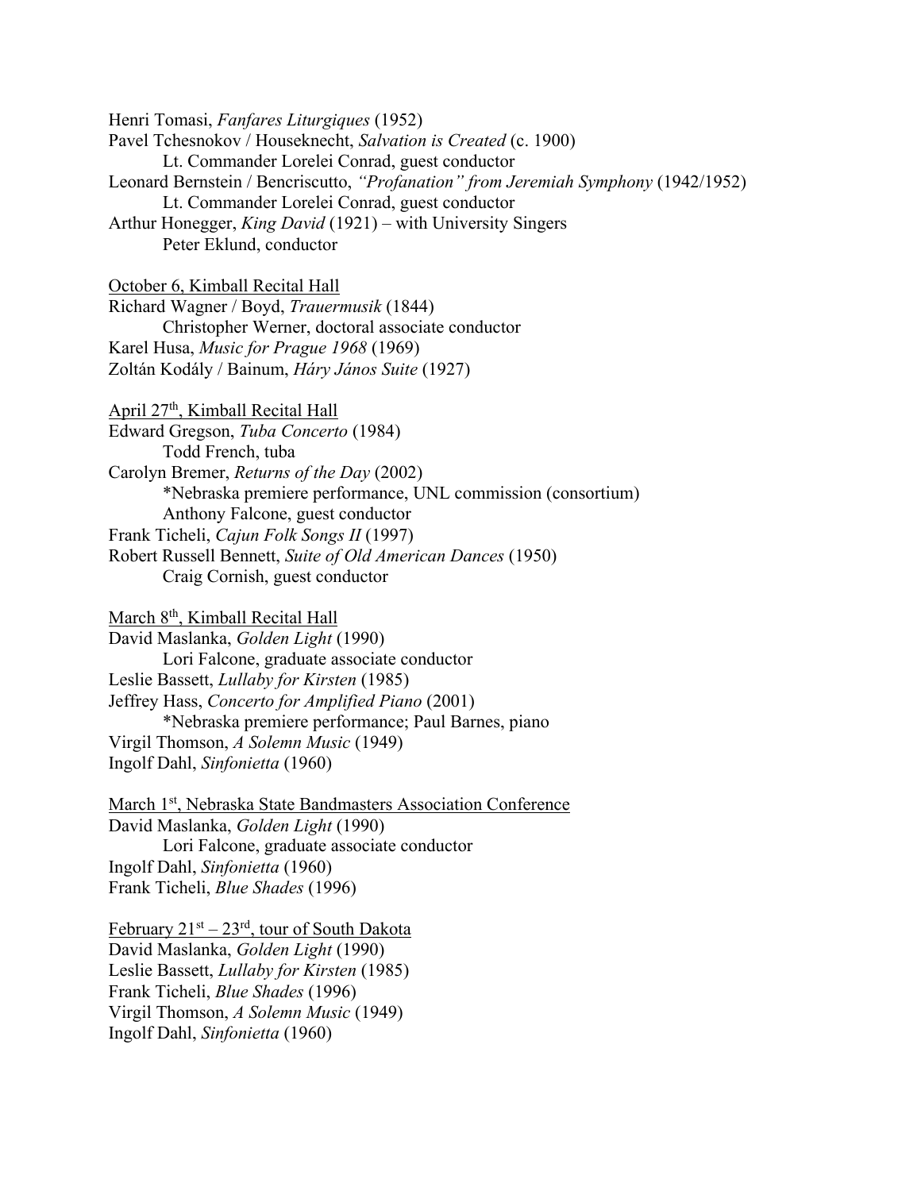Henri Tomasi, *Fanfares Liturgiques* (1952)
Pavel Tchesnokov / Houseknecht, *Salvation is Created* (c. 1900)
    Lt. Commander Lorelei Conrad, guest conductor
Leonard Bernstein / Bencriscutto, *"Profanation" from Jeremiah Symphony* (1942/1952)
    Lt. Commander Lorelei Conrad, guest conductor
Arthur Honegger, *King David* (1921) – with University Singers
    Peter Eklund, conductor

<u>October 6, Kimball Recital Hall</u>
Richard Wagner / Boyd, *Trauermusik* (1844)
    Christopher Werner, doctoral associate conductor
Karel Husa, *Music for Prague 1968* (1969)
Zoltán Kodály / Bainum, *Háry János Suite* (1927)

<u>April 27th, Kimball Recital Hall</u>
Edward Gregson, *Tuba Concerto* (1984)
    Todd French, tuba
Carolyn Bremer, *Returns of the Day* (2002)
    *Nebraska premiere performance, UNL commission (consortium)
    Anthony Falcone, guest conductor
Frank Ticheli, *Cajun Folk Songs II* (1997)
Robert Russell Bennett, *Suite of Old American Dances* (1950)
    Craig Cornish, guest conductor

<u>March 8th, Kimball Recital Hall</u>
David Maslanka, *Golden Light* (1990)
    Lori Falcone, graduate associate conductor
Leslie Bassett, *Lullaby for Kirsten* (1985)
Jeffrey Hass, *Concerto for Amplified Piano* (2001)
    *Nebraska premiere performance; Paul Barnes, piano
Virgil Thomson, *A Solemn Music* (1949)
Ingolf Dahl, *Sinfonietta* (1960)

<u>March 1st, Nebraska State Bandmasters Association Conference</u>
David Maslanka, *Golden Light* (1990)
    Lori Falcone, graduate associate conductor
Ingolf Dahl, *Sinfonietta* (1960)
Frank Ticheli, *Blue Shades* (1996)

<u>February 21st – 23rd, tour of South Dakota</u>
David Maslanka, *Golden Light* (1990)
Leslie Bassett, *Lullaby for Kirsten* (1985)
Frank Ticheli, *Blue Shades* (1996)
Virgil Thomson, *A Solemn Music* (1949)
Ingolf Dahl, *Sinfonietta* (1960)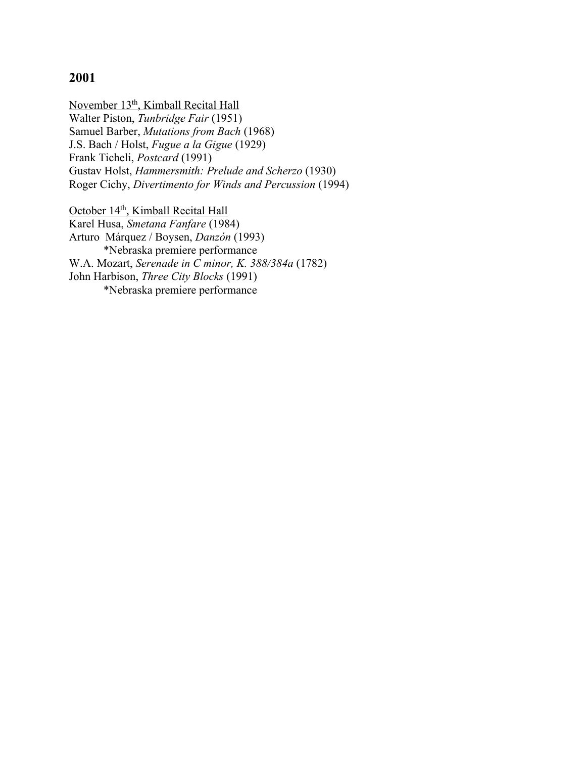## 2001

November 13th, Kimball Recital Hall
Walter Piston, *Tunbridge Fair* (1951)
Samuel Barber, *Mutations from Bach* (1968)
J.S. Bach / Holst, *Fugue a la Gigue* (1929)
Frank Ticheli, *Postcard* (1991)
Gustav Holst, *Hammersmith: Prelude and Scherzo* (1930)
Roger Cichy, *Divertimento for Winds and Percussion* (1994)

October 14th, Kimball Recital Hall
Karel Husa, *Smetana Fanfare* (1984)
Arturo Márquez / Boysen, *Danzón* (1993)
 *Nebraska premiere performance
W.A. Mozart, *Serenade in C minor, K. 388/384a* (1782)
John Harbison, *Three City Blocks* (1991)
 *Nebraska premiere performance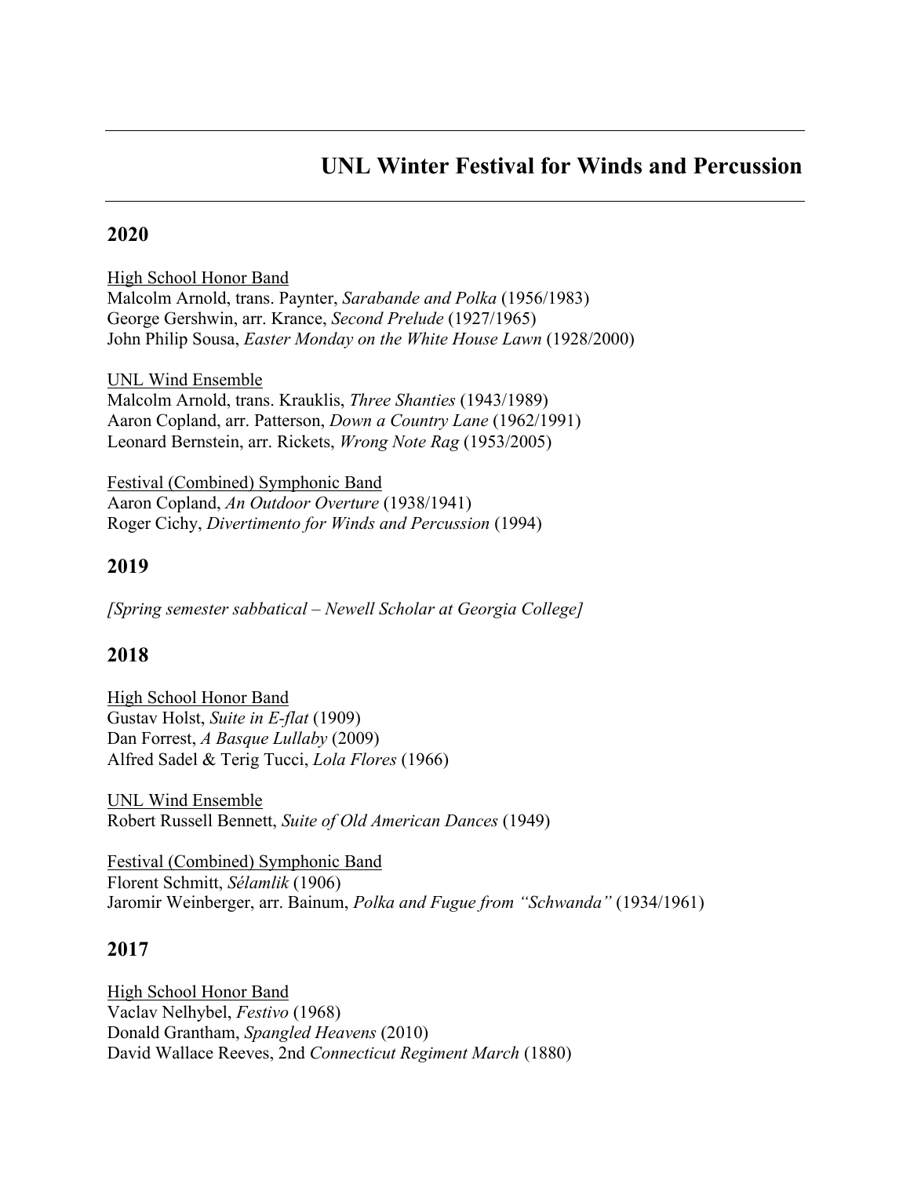# UNL Winter Festival for Winds and Percussion

## 2020

High School Honor Band
Malcolm Arnold, trans. Paynter, *Sarabande and Polka* (1956/1983)
George Gershwin, arr. Krance, *Second Prelude* (1927/1965)
John Philip Sousa, *Easter Monday on the White House Lawn* (1928/2000)

UNL Wind Ensemble
Malcolm Arnold, trans. Krauklis, *Three Shanties* (1943/1989)
Aaron Copland, arr. Patterson, *Down a Country Lane* (1962/1991)
Leonard Bernstein, arr. Rickets, *Wrong Note Rag* (1953/2005)

Festival (Combined) Symphonic Band
Aaron Copland, *An Outdoor Overture* (1938/1941)
Roger Cichy, *Divertimento for Winds and Percussion* (1994)

## 2019

*[Spring semester sabbatical – Newell Scholar at Georgia College]*

## 2018

High School Honor Band
Gustav Holst, *Suite in E-flat* (1909)
Dan Forrest, *A Basque Lullaby* (2009)
Alfred Sadel & Terig Tucci, *Lola Flores* (1966)

UNL Wind Ensemble
Robert Russell Bennett, *Suite of Old American Dances* (1949)

Festival (Combined) Symphonic Band
Florent Schmitt, *Sélamlik* (1906)
Jaromir Weinberger, arr. Bainum, *Polka and Fugue from "Schwanda"* (1934/1961)

## 2017

High School Honor Band
Vaclav Nelhybel, *Festivo* (1968)
Donald Grantham, *Spangled Heavens* (2010)
David Wallace Reeves, 2nd *Connecticut Regiment March* (1880)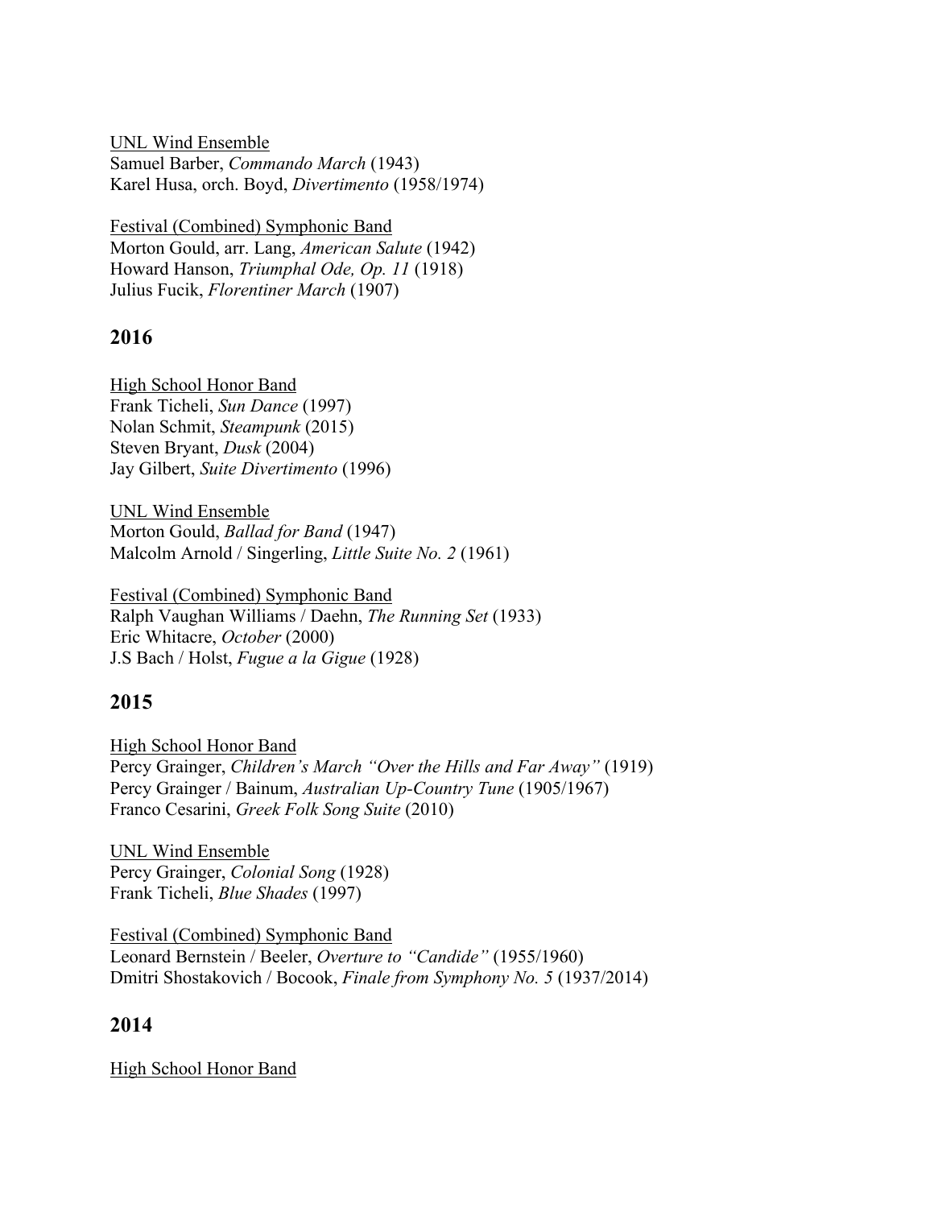UNL Wind Ensemble
Samuel Barber, *Commando March* (1943)
Karel Husa, orch. Boyd, *Divertimento* (1958/1974)

Festival (Combined) Symphonic Band
Morton Gould, arr. Lang, *American Salute* (1942)
Howard Hanson, *Triumphal Ode, Op. 11* (1918)
Julius Fucik, *Florentiner March* (1907)

## 2016

High School Honor Band
Frank Ticheli, *Sun Dance* (1997)
Nolan Schmit, *Steampunk* (2015)
Steven Bryant, *Dusk* (2004)
Jay Gilbert, *Suite Divertimento* (1996)

UNL Wind Ensemble
Morton Gould, *Ballad for Band* (1947)
Malcolm Arnold / Singerling, *Little Suite No. 2* (1961)

Festival (Combined) Symphonic Band
Ralph Vaughan Williams / Daehn, *The Running Set* (1933)
Eric Whitacre, *October* (2000)
J.S Bach / Holst, *Fugue a la Gigue* (1928)

## 2015

High School Honor Band
Percy Grainger, *Children's March "Over the Hills and Far Away"* (1919)
Percy Grainger / Bainum, *Australian Up-Country Tune* (1905/1967)
Franco Cesarini, *Greek Folk Song Suite* (2010)

UNL Wind Ensemble
Percy Grainger, *Colonial Song* (1928)
Frank Ticheli, *Blue Shades* (1997)

Festival (Combined) Symphonic Band
Leonard Bernstein / Beeler, *Overture to "Candide"* (1955/1960)
Dmitri Shostakovich / Bocook, *Finale from Symphony No. 5* (1937/2014)

## 2014

High School Honor Band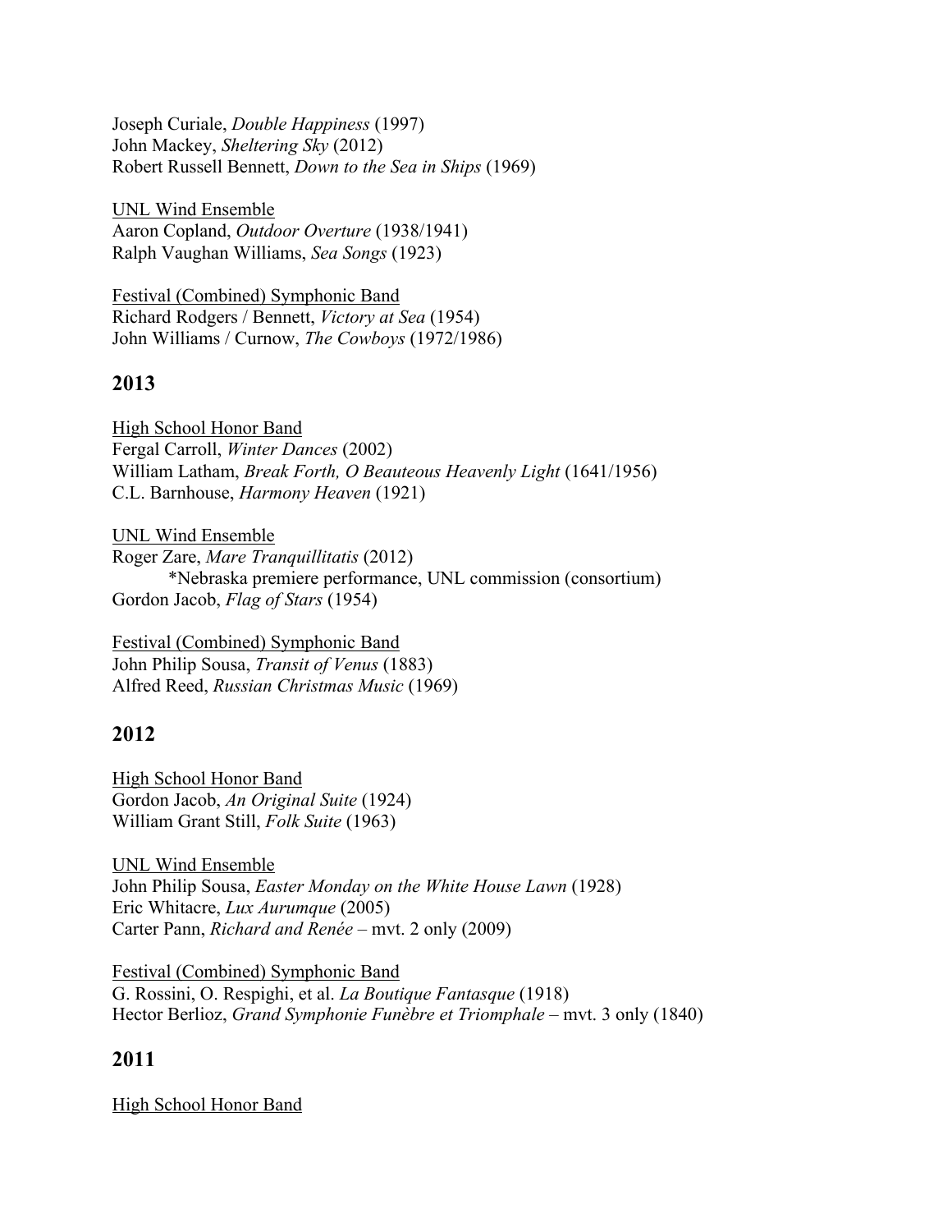Joseph Curiale, *Double Happiness* (1997)
John Mackey, *Sheltering Sky* (2012)
Robert Russell Bennett, *Down to the Sea in Ships* (1969)

<u>UNL Wind Ensemble</u>
Aaron Copland, *Outdoor Overture* (1938/1941)
Ralph Vaughan Williams, *Sea Songs* (1923)

<u>Festival (Combined) Symphonic Band</u>
Richard Rodgers / Bennett, *Victory at Sea* (1954)
John Williams / Curnow, *The Cowboys* (1972/1986)

## 2013

<u>High School Honor Band</u>
Fergal Carroll, *Winter Dances* (2002)
William Latham, *Break Forth, O Beauteous Heavenly Light* (1641/1956)
C.L. Barnhouse, *Harmony Heaven* (1921)

<u>UNL Wind Ensemble</u>
Roger Zare, *Mare Tranquillitatis* (2012)
*Nebraska premiere performance, UNL commission (consortium)
Gordon Jacob, *Flag of Stars* (1954)

<u>Festival (Combined) Symphonic Band</u>
John Philip Sousa, *Transit of Venus* (1883)
Alfred Reed, *Russian Christmas Music* (1969)

## 2012

<u>High School Honor Band</u>
Gordon Jacob, *An Original Suite* (1924)
William Grant Still, *Folk Suite* (1963)

<u>UNL Wind Ensemble</u>
John Philip Sousa, *Easter Monday on the White House Lawn* (1928)
Eric Whitacre, *Lux Aurumque* (2005)
Carter Pann, *Richard and Renée* – mvt. 2 only (2009)

<u>Festival (Combined) Symphonic Band</u>
G. Rossini, O. Respighi, et al. *La Boutique Fantasque* (1918)
Hector Berlioz, *Grand Symphonie Funèbre et Triomphale* – mvt. 3 only (1840)

## 2011

<u>High School Honor Band</u>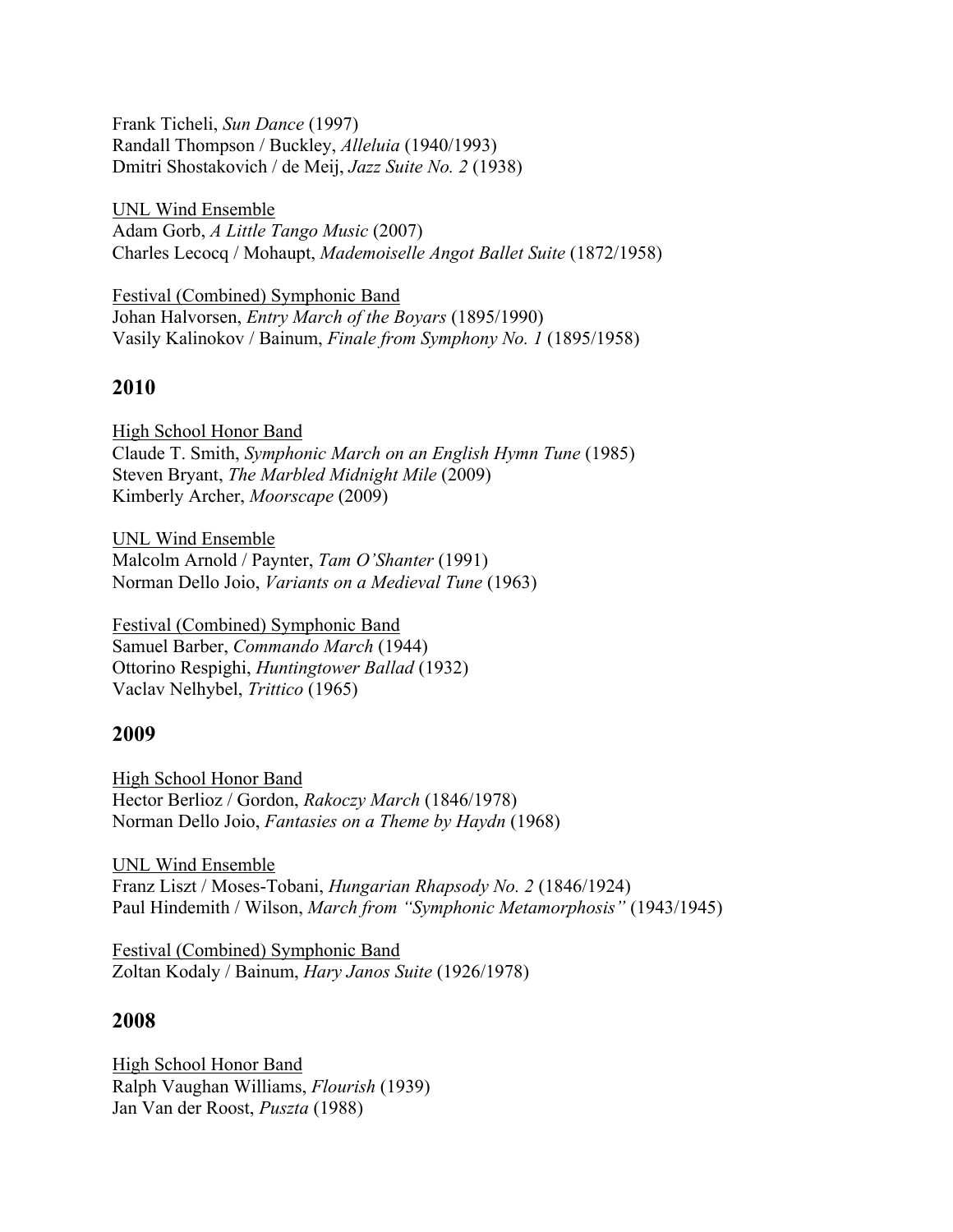Frank Ticheli, *Sun Dance* (1997)
Randall Thompson / Buckley, *Alleluia* (1940/1993)
Dmitri Shostakovich / de Meij, *Jazz Suite No. 2* (1938)

UNL Wind Ensemble
Adam Gorb, *A Little Tango Music* (2007)
Charles Lecocq / Mohaupt, *Mademoiselle Angot Ballet Suite* (1872/1958)

Festival (Combined) Symphonic Band
Johan Halvorsen, *Entry March of the Boyars* (1895/1990)
Vasily Kalinokov / Bainum, *Finale from Symphony No. 1* (1895/1958)

## 2010

High School Honor Band
Claude T. Smith, *Symphonic March on an English Hymn Tune* (1985)
Steven Bryant, *The Marbled Midnight Mile* (2009)
Kimberly Archer, *Moorscape* (2009)

UNL Wind Ensemble
Malcolm Arnold / Paynter, *Tam O'Shanter* (1991)
Norman Dello Joio, *Variants on a Medieval Tune* (1963)

Festival (Combined) Symphonic Band
Samuel Barber, *Commando March* (1944)
Ottorino Respighi, *Huntingtower Ballad* (1932)
Vaclav Nelhybel, *Trittico* (1965)

## 2009

High School Honor Band
Hector Berlioz / Gordon, *Rakoczy March* (1846/1978)
Norman Dello Joio, *Fantasies on a Theme by Haydn* (1968)

UNL Wind Ensemble
Franz Liszt / Moses-Tobani, *Hungarian Rhapsody No. 2* (1846/1924)
Paul Hindemith / Wilson, *March from "Symphonic Metamorphosis"* (1943/1945)

Festival (Combined) Symphonic Band
Zoltan Kodaly / Bainum, *Hary Janos Suite* (1926/1978)

## 2008

High School Honor Band
Ralph Vaughan Williams, *Flourish* (1939)
Jan Van der Roost, *Puszta* (1988)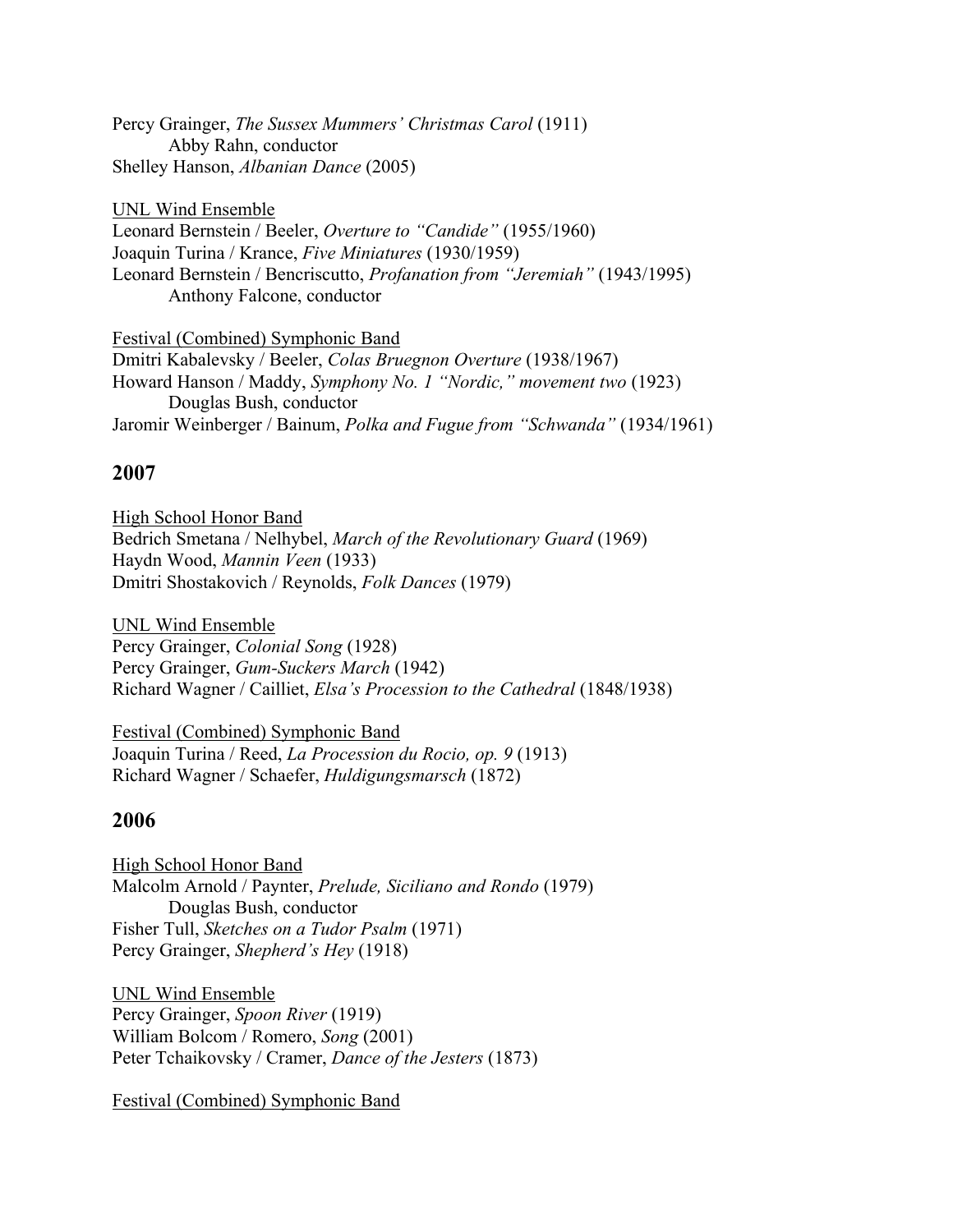Percy Grainger, *The Sussex Mummers' Christmas Carol* (1911)
    Abby Rahn, conductor
Shelley Hanson, *Albanian Dance* (2005)

<u>UNL Wind Ensemble</u>
Leonard Bernstein / Beeler, *Overture to "Candide"* (1955/1960)
Joaquin Turina / Krance, *Five Miniatures* (1930/1959)
Leonard Bernstein / Bencriscutto, *Profanation from "Jeremiah"* (1943/1995)
    Anthony Falcone, conductor

<u>Festival (Combined) Symphonic Band</u>
Dmitri Kabalevsky / Beeler, *Colas Bruegnon Overture* (1938/1967)
Howard Hanson / Maddy, *Symphony No. 1 "Nordic," movement two* (1923)
    Douglas Bush, conductor
Jaromir Weinberger / Bainum, *Polka and Fugue from "Schwanda"* (1934/1961)

## 2007

<u>High School Honor Band</u>
Bedrich Smetana / Nelhybel, *March of the Revolutionary Guard* (1969)
Haydn Wood, *Mannin Veen* (1933)
Dmitri Shostakovich / Reynolds, *Folk Dances* (1979)

<u>UNL Wind Ensemble</u>
Percy Grainger, *Colonial Song* (1928)
Percy Grainger, *Gum-Suckers March* (1942)
Richard Wagner / Cailliet, *Elsa's Procession to the Cathedral* (1848/1938)

<u>Festival (Combined) Symphonic Band</u>
Joaquin Turina / Reed, *La Procession du Rocio, op. 9* (1913)
Richard Wagner / Schaefer, *Huldigungsmarsch* (1872)

## 2006

<u>High School Honor Band</u>
Malcolm Arnold / Paynter, *Prelude, Siciliano and Rondo* (1979)
    Douglas Bush, conductor
Fisher Tull, *Sketches on a Tudor Psalm* (1971)
Percy Grainger, *Shepherd's Hey* (1918)

<u>UNL Wind Ensemble</u>
Percy Grainger, *Spoon River* (1919)
William Bolcom / Romero, *Song* (2001)
Peter Tchaikovsky / Cramer, *Dance of the Jesters* (1873)

<u>Festival (Combined) Symphonic Band</u>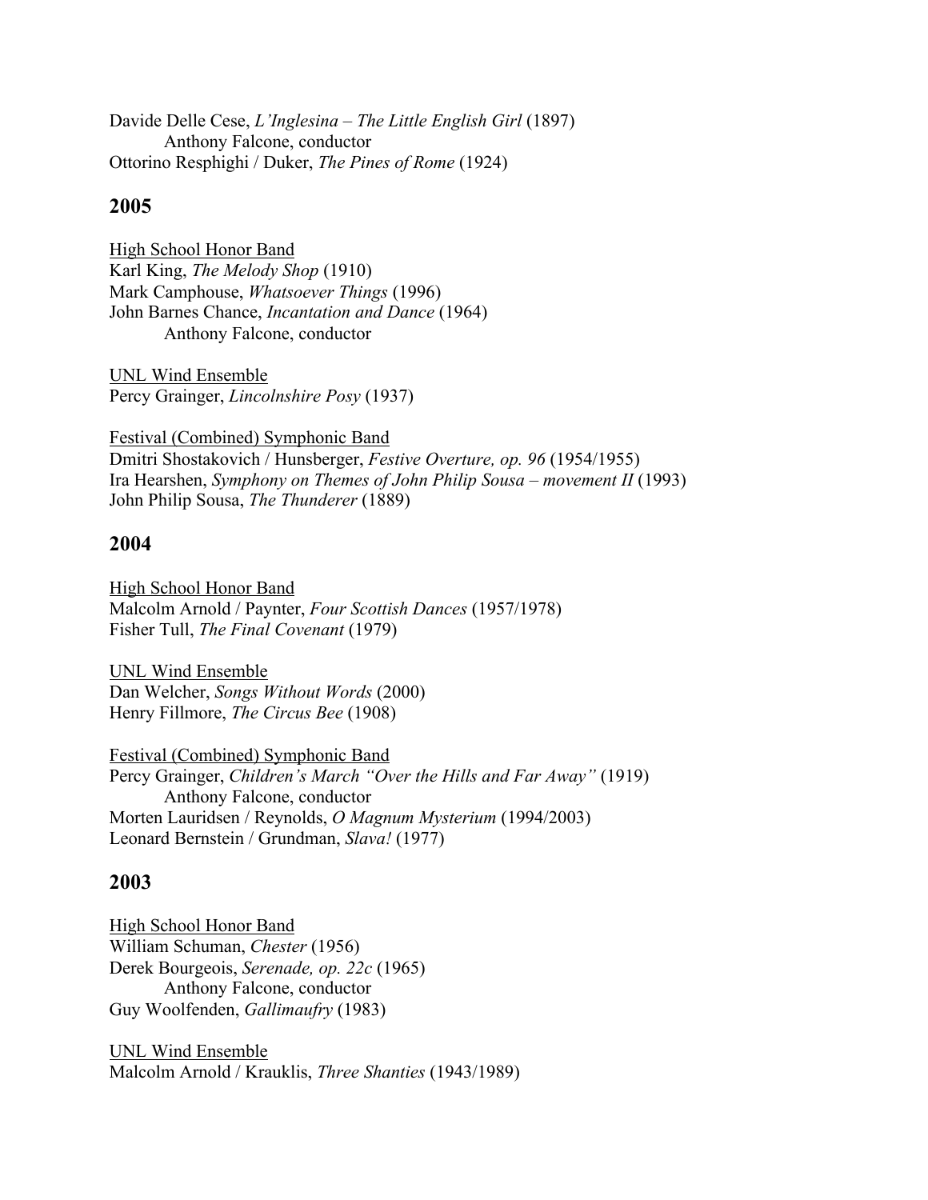Davide Delle Cese, *L'Inglesina – The Little English Girl* (1897)
    Anthony Falcone, conductor
Ottorino Resphighi / Duker, *The Pines of Rome* (1924)

## 2005

<u>High School Honor Band</u>
Karl King, *The Melody Shop* (1910)
Mark Camphouse, *Whatsoever Things* (1996)
John Barnes Chance, *Incantation and Dance* (1964)
    Anthony Falcone, conductor

<u>UNL Wind Ensemble</u>
Percy Grainger, *Lincolnshire Posy* (1937)

<u>Festival (Combined) Symphonic Band</u>
Dmitri Shostakovich / Hunsberger, *Festive Overture, op. 96* (1954/1955)
Ira Hearshen, *Symphony on Themes of John Philip Sousa – movement II* (1993)
John Philip Sousa, *The Thunderer* (1889)

## 2004

<u>High School Honor Band</u>
Malcolm Arnold / Paynter, *Four Scottish Dances* (1957/1978)
Fisher Tull, *The Final Covenant* (1979)

<u>UNL Wind Ensemble</u>
Dan Welcher, *Songs Without Words* (2000)
Henry Fillmore, *The Circus Bee* (1908)

<u>Festival (Combined) Symphonic Band</u>
Percy Grainger, *Children's March "Over the Hills and Far Away"* (1919)
    Anthony Falcone, conductor
Morten Lauridsen / Reynolds, *O Magnum Mysterium* (1994/2003)
Leonard Bernstein / Grundman, *Slava!* (1977)

## 2003

<u>High School Honor Band</u>
William Schuman, *Chester* (1956)
Derek Bourgeois, *Serenade, op. 22c* (1965)
    Anthony Falcone, conductor
Guy Woolfenden, *Gallimaufry* (1983)

<u>UNL Wind Ensemble</u>
Malcolm Arnold / Krauklis, *Three Shanties* (1943/1989)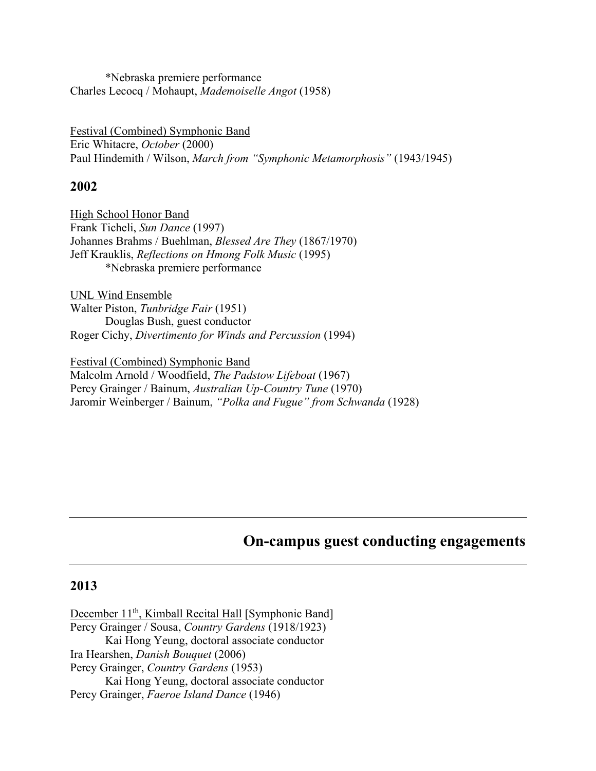*Nebraska premiere performance

Charles Lecocq / Mohaupt, *Mademoiselle Angot* (1958)

Festival (Combined) Symphonic Band

Eric Whitacre, *October* (2000)

Paul Hindemith / Wilson, *March from "Symphonic Metamorphosis"* (1943/1945)

## 2002

High School Honor Band

Frank Ticheli, *Sun Dance* (1997)

Johannes Brahms / Buehlman, *Blessed Are They* (1867/1970)

Jeff Krauklis, *Reflections on Hmong Folk Music* (1995)

*Nebraska premiere performance

UNL Wind Ensemble

Walter Piston, *Tunbridge Fair* (1951)

Douglas Bush, guest conductor

Roger Cichy, *Divertimento for Winds and Percussion* (1994)

Festival (Combined) Symphonic Band

Malcolm Arnold / Woodfield, *The Padstow Lifeboat* (1967)

Percy Grainger / Bainum, *Australian Up-Country Tune* (1970)

Jaromir Weinberger / Bainum, *"Polka and Fugue" from Schwanda* (1928)

# On-campus guest conducting engagements

## 2013

December 11th, Kimball Recital Hall [Symphonic Band]

Percy Grainger / Sousa, *Country Gardens* (1918/1923)

Kai Hong Yeung, doctoral associate conductor

Ira Hearshen, *Danish Bouquet* (2006)

Percy Grainger, *Country Gardens* (1953)

Kai Hong Yeung, doctoral associate conductor

Percy Grainger, *Faeroe Island Dance* (1946)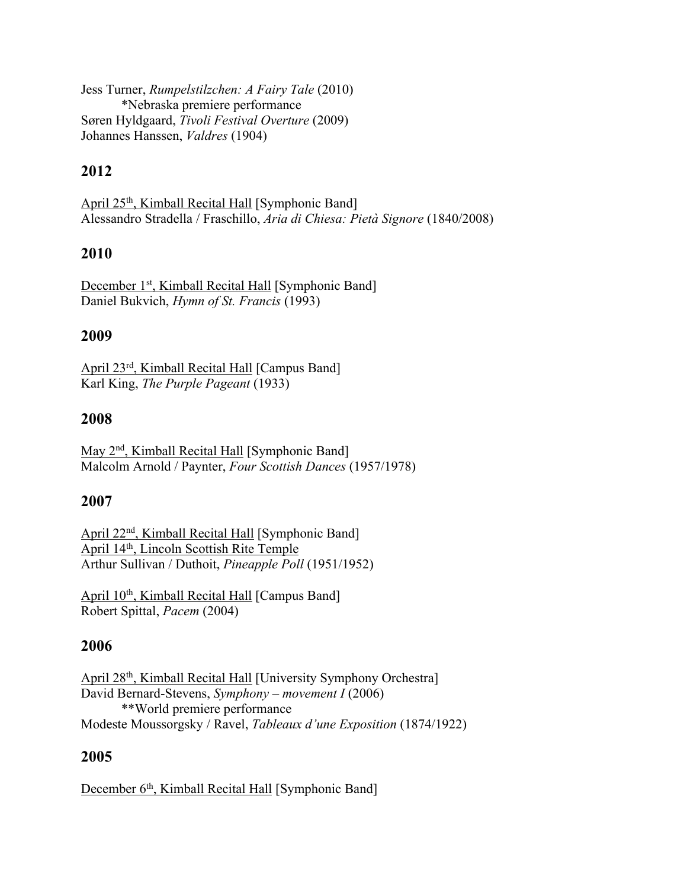Jess Turner, *Rumpelstilzchen: A Fairy Tale* (2010)
    *Nebraska premiere performance
Søren Hyldgaard, *Tivoli Festival Overture* (2009)
Johannes Hanssen, *Valdres* (1904)

## 2012

<u>April 25th, Kimball Recital Hall</u> [Symphonic Band]
Alessandro Stradella / Fraschillo, *Aria di Chiesa: Pietà Signore* (1840/2008)

## 2010

<u>December 1st, Kimball Recital Hall</u> [Symphonic Band]
Daniel Bukvich, *Hymn of St. Francis* (1993)

## 2009

<u>April 23rd, Kimball Recital Hall</u> [Campus Band]
Karl King, *The Purple Pageant* (1933)

## 2008

<u>May 2nd, Kimball Recital Hall</u> [Symphonic Band]
Malcolm Arnold / Paynter, *Four Scottish Dances* (1957/1978)

## 2007

<u>April 22nd, Kimball Recital Hall</u> [Symphonic Band]
<u>April 14th, Lincoln Scottish Rite Temple</u>
Arthur Sullivan / Duthoit, *Pineapple Poll* (1951/1952)

<u>April 10th, Kimball Recital Hall</u> [Campus Band]
Robert Spittal, *Pacem* (2004)

## 2006

<u>April 28th, Kimball Recital Hall</u> [University Symphony Orchestra]
David Bernard-Stevens, *Symphony – movement I* (2006)
    **World premiere performance
Modeste Moussorgsky / Ravel, *Tableaux d'une Exposition* (1874/1922)

## 2005

<u>December 6th, Kimball Recital Hall</u> [Symphonic Band]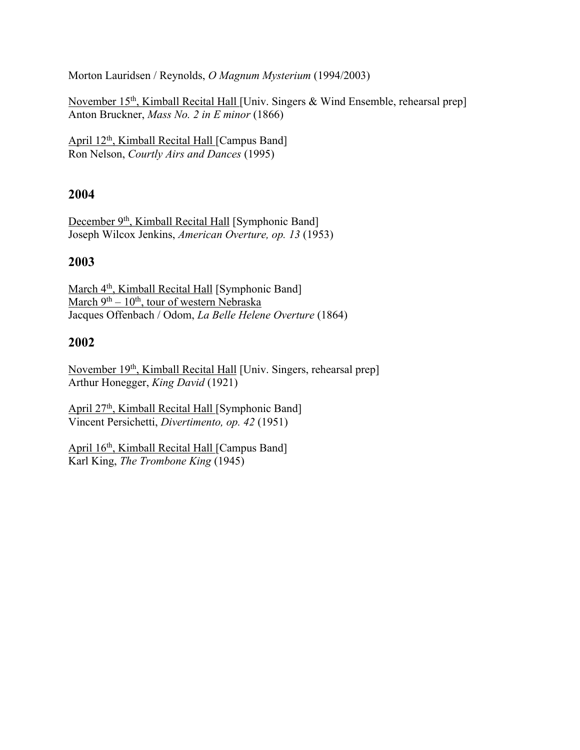Morton Lauridsen / Reynolds, *O Magnum Mysterium* (1994/2003)

November 15th, Kimball Recital Hall [Univ. Singers & Wind Ensemble, rehearsal prep]
Anton Bruckner, *Mass No. 2 in E minor* (1866)

April 12th, Kimball Recital Hall [Campus Band]
Ron Nelson, *Courtly Airs and Dances* (1995)

## 2004

December 9th, Kimball Recital Hall [Symphonic Band]
Joseph Wilcox Jenkins, *American Overture, op. 13* (1953)

## 2003

March 4th, Kimball Recital Hall [Symphonic Band]
March 9th – 10th, tour of western Nebraska
Jacques Offenbach / Odom, *La Belle Helene Overture* (1864)

## 2002

November 19th, Kimball Recital Hall [Univ. Singers, rehearsal prep]
Arthur Honegger, *King David* (1921)

April 27th, Kimball Recital Hall [Symphonic Band]
Vincent Persichetti, *Divertimento, op. 42* (1951)

April 16th, Kimball Recital Hall [Campus Band]
Karl King, *The Trombone King* (1945)